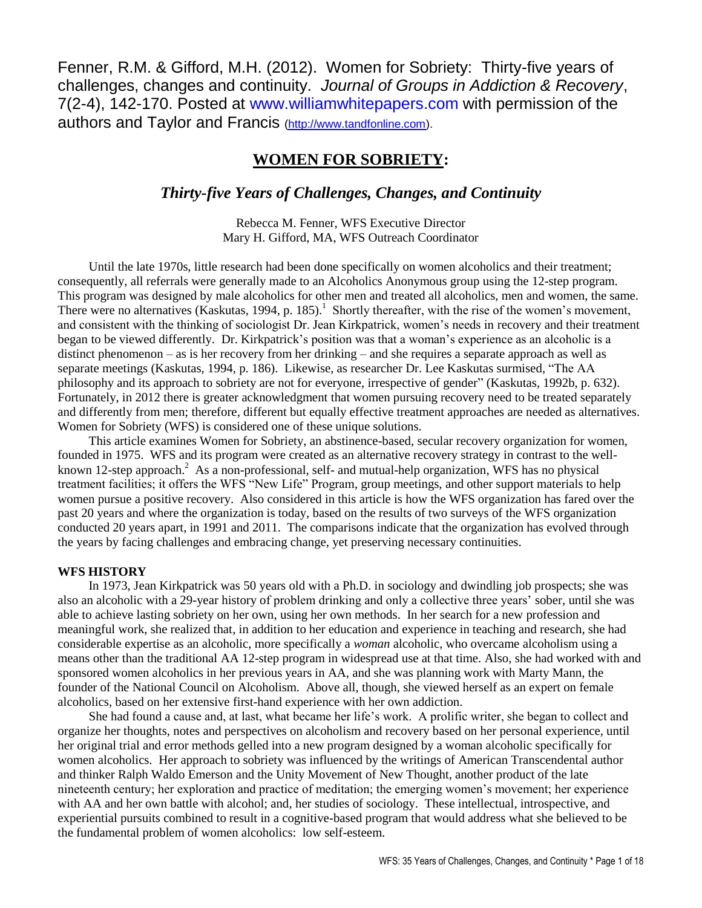Fenner, R.M. & Gifford, M.H. (2012). Women for Sobriety: Thirty-five years of challenges, changes and continuity. *Journal of Groups in Addiction & Recovery*, 7(2-4), 142-170. Posted at www.williamwhitepapers.com with permission of the authors and Taylor and Francis (http://www.tandfonline.com).

# WOMEN FOR SOBRIETY:

## *Thirty-five Years of Challenges, Changes, and Continuity*

Rebecca M. Fenner, WFS Executive Director
Mary H. Gifford, MA, WFS Outreach Coordinator

Until the late 1970s, little research had been done specifically on women alcoholics and their treatment; consequently, all referrals were generally made to an Alcoholics Anonymous group using the 12-step program. This program was designed by male alcoholics for other men and treated all alcoholics, men and women, the same. There were no alternatives (Kaskutas, 1994, p. 185).[1] Shortly thereafter, with the rise of the women's movement, and consistent with the thinking of sociologist Dr. Jean Kirkpatrick, women's needs in recovery and their treatment began to be viewed differently. Dr. Kirkpatrick's position was that a woman's experience as an alcoholic is a distinct phenomenon – as is her recovery from her drinking – and she requires a separate approach as well as separate meetings (Kaskutas, 1994, p. 186). Likewise, as researcher Dr. Lee Kaskutas surmised, "The AA philosophy and its approach to sobriety are not for everyone, irrespective of gender" (Kaskutas, 1992b, p. 632). Fortunately, in 2012 there is greater acknowledgment that women pursuing recovery need to be treated separately and differently from men; therefore, different but equally effective treatment approaches are needed as alternatives. Women for Sobriety (WFS) is considered one of these unique solutions.

This article examines Women for Sobriety, an abstinence-based, secular recovery organization for women, founded in 1975. WFS and its program were created as an alternative recovery strategy in contrast to the well-known 12-step approach.[2] As a non-professional, self- and mutual-help organization, WFS has no physical treatment facilities; it offers the WFS "New Life" Program, group meetings, and other support materials to help women pursue a positive recovery. Also considered in this article is how the WFS organization has fared over the past 20 years and where the organization is today, based on the results of two surveys of the WFS organization conducted 20 years apart, in 1991 and 2011. The comparisons indicate that the organization has evolved through the years by facing challenges and embracing change, yet preserving necessary continuities.

**WFS HISTORY**

In 1973, Jean Kirkpatrick was 50 years old with a Ph.D. in sociology and dwindling job prospects; she was also an alcoholic with a 29-year history of problem drinking and only a collective three years' sober, until she was able to achieve lasting sobriety on her own, using her own methods. In her search for a new profession and meaningful work, she realized that, in addition to her education and experience in teaching and research, she had considerable expertise as an alcoholic, more specifically a *woman* alcoholic, who overcame alcoholism using a means other than the traditional AA 12-step program in widespread use at that time. Also, she had worked with and sponsored women alcoholics in her previous years in AA, and she was planning work with Marty Mann, the founder of the National Council on Alcoholism. Above all, though, she viewed herself as an expert on female alcoholics, based on her extensive first-hand experience with her own addiction.

She had found a cause and, at last, what became her life's work. A prolific writer, she began to collect and organize her thoughts, notes and perspectives on alcoholism and recovery based on her personal experience, until her original trial and error methods gelled into a new program designed by a woman alcoholic specifically for women alcoholics. Her approach to sobriety was influenced by the writings of American Transcendental author and thinker Ralph Waldo Emerson and the Unity Movement of New Thought, another product of the late nineteenth century; her exploration and practice of meditation; the emerging women's movement; her experience with AA and her own battle with alcohol; and, her studies of sociology. These intellectual, introspective, and experiential pursuits combined to result in a cognitive-based program that would address what she believed to be the fundamental problem of women alcoholics: low self-esteem.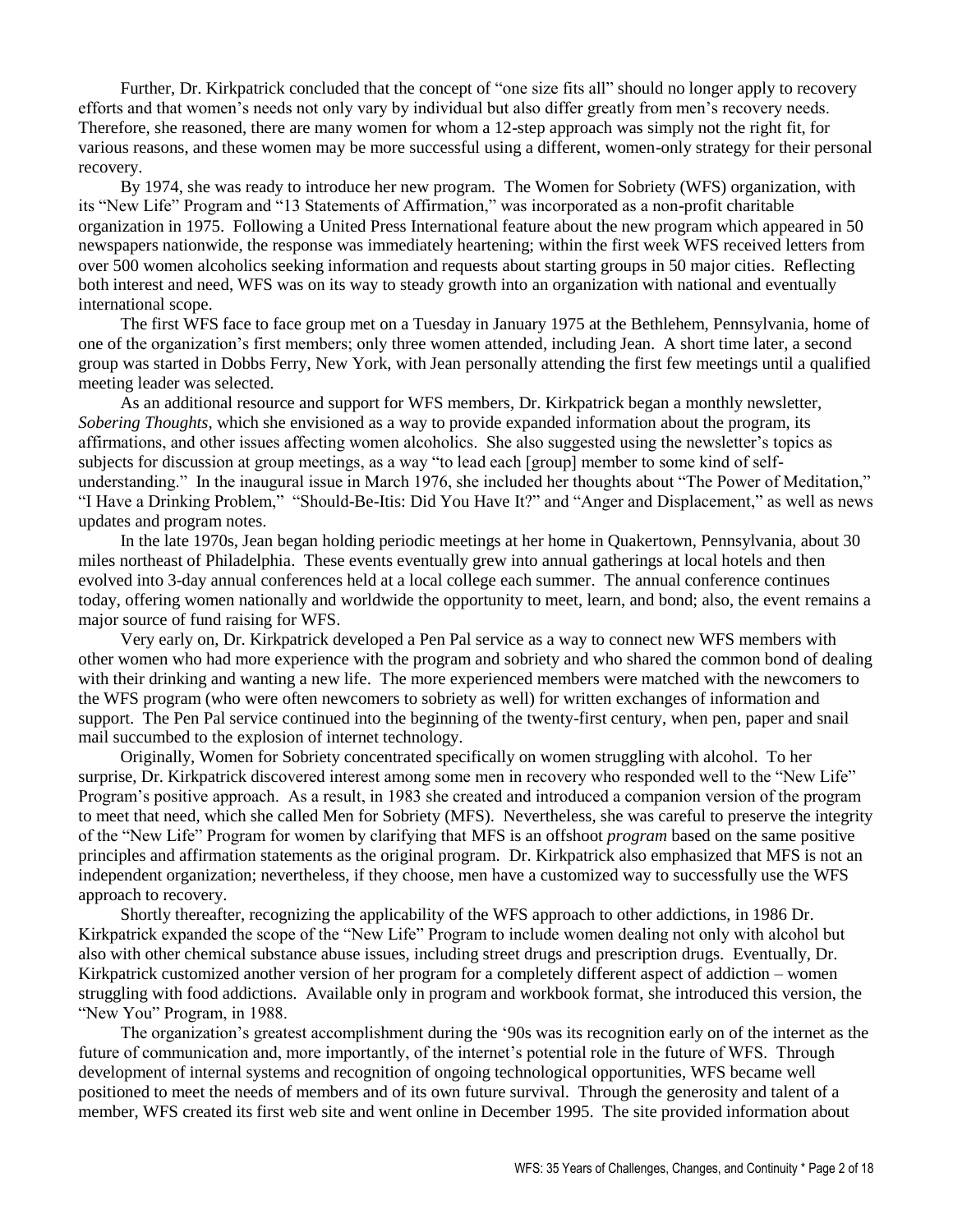Further, Dr. Kirkpatrick concluded that the concept of "one size fits all" should no longer apply to recovery efforts and that women's needs not only vary by individual but also differ greatly from men's recovery needs. Therefore, she reasoned, there are many women for whom a 12-step approach was simply not the right fit, for various reasons, and these women may be more successful using a different, women-only strategy for their personal recovery.

By 1974, she was ready to introduce her new program. The Women for Sobriety (WFS) organization, with its "New Life" Program and "13 Statements of Affirmation," was incorporated as a non-profit charitable organization in 1975. Following a United Press International feature about the new program which appeared in 50 newspapers nationwide, the response was immediately heartening; within the first week WFS received letters from over 500 women alcoholics seeking information and requests about starting groups in 50 major cities. Reflecting both interest and need, WFS was on its way to steady growth into an organization with national and eventually international scope.

The first WFS face to face group met on a Tuesday in January 1975 at the Bethlehem, Pennsylvania, home of one of the organization's first members; only three women attended, including Jean. A short time later, a second group was started in Dobbs Ferry, New York, with Jean personally attending the first few meetings until a qualified meeting leader was selected.

As an additional resource and support for WFS members, Dr. Kirkpatrick began a monthly newsletter, *Sobering Thoughts,* which she envisioned as a way to provide expanded information about the program, its affirmations, and other issues affecting women alcoholics. She also suggested using the newsletter's topics as subjects for discussion at group meetings, as a way "to lead each [group] member to some kind of self-understanding." In the inaugural issue in March 1976, she included her thoughts about "The Power of Meditation," "I Have a Drinking Problem," "Should-Be-Itis: Did You Have It?" and "Anger and Displacement," as well as news updates and program notes.

In the late 1970s, Jean began holding periodic meetings at her home in Quakertown, Pennsylvania, about 30 miles northeast of Philadelphia. These events eventually grew into annual gatherings at local hotels and then evolved into 3-day annual conferences held at a local college each summer. The annual conference continues today, offering women nationally and worldwide the opportunity to meet, learn, and bond; also, the event remains a major source of fund raising for WFS.

Very early on, Dr. Kirkpatrick developed a Pen Pal service as a way to connect new WFS members with other women who had more experience with the program and sobriety and who shared the common bond of dealing with their drinking and wanting a new life. The more experienced members were matched with the newcomers to the WFS program (who were often newcomers to sobriety as well) for written exchanges of information and support. The Pen Pal service continued into the beginning of the twenty-first century, when pen, paper and snail mail succumbed to the explosion of internet technology.

Originally, Women for Sobriety concentrated specifically on women struggling with alcohol. To her surprise, Dr. Kirkpatrick discovered interest among some men in recovery who responded well to the "New Life" Program's positive approach. As a result, in 1983 she created and introduced a companion version of the program to meet that need, which she called Men for Sobriety (MFS). Nevertheless, she was careful to preserve the integrity of the "New Life" Program for women by clarifying that MFS is an offshoot *program* based on the same positive principles and affirmation statements as the original program. Dr. Kirkpatrick also emphasized that MFS is not an independent organization; nevertheless, if they choose, men have a customized way to successfully use the WFS approach to recovery.

Shortly thereafter, recognizing the applicability of the WFS approach to other addictions, in 1986 Dr. Kirkpatrick expanded the scope of the "New Life" Program to include women dealing not only with alcohol but also with other chemical substance abuse issues, including street drugs and prescription drugs. Eventually, Dr. Kirkpatrick customized another version of her program for a completely different aspect of addiction – women struggling with food addictions. Available only in program and workbook format, she introduced this version, the "New You" Program, in 1988.

The organization's greatest accomplishment during the '90s was its recognition early on of the internet as the future of communication and, more importantly, of the internet's potential role in the future of WFS. Through development of internal systems and recognition of ongoing technological opportunities, WFS became well positioned to meet the needs of members and of its own future survival. Through the generosity and talent of a member, WFS created its first web site and went online in December 1995. The site provided information about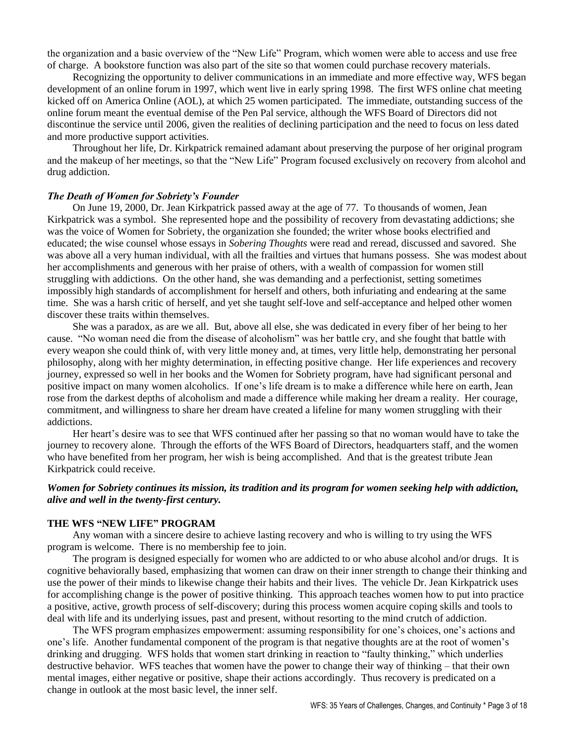the organization and a basic overview of the "New Life" Program, which women were able to access and use free of charge. A bookstore function was also part of the site so that women could purchase recovery materials.

Recognizing the opportunity to deliver communications in an immediate and more effective way, WFS began development of an online forum in 1997, which went live in early spring 1998. The first WFS online chat meeting kicked off on America Online (AOL), at which 25 women participated. The immediate, outstanding success of the online forum meant the eventual demise of the Pen Pal service, although the WFS Board of Directors did not discontinue the service until 2006, given the realities of declining participation and the need to focus on less dated and more productive support activities.

Throughout her life, Dr. Kirkpatrick remained adamant about preserving the purpose of her original program and the makeup of her meetings, so that the "New Life" Program focused exclusively on recovery from alcohol and drug addiction.

### *The Death of Women for Sobriety's Founder*

On June 19, 2000, Dr. Jean Kirkpatrick passed away at the age of 77. To thousands of women, Jean Kirkpatrick was a symbol. She represented hope and the possibility of recovery from devastating addictions; she was the voice of Women for Sobriety, the organization she founded; the writer whose books electrified and educated; the wise counsel whose essays in *Sobering Thoughts* were read and reread, discussed and savored. She was above all a very human individual, with all the frailties and virtues that humans possess. She was modest about her accomplishments and generous with her praise of others, with a wealth of compassion for women still struggling with addictions. On the other hand, she was demanding and a perfectionist, setting sometimes impossibly high standards of accomplishment for herself and others, both infuriating and endearing at the same time. She was a harsh critic of herself, and yet she taught self-love and self-acceptance and helped other women discover these traits within themselves.

She was a paradox, as are we all. But, above all else, she was dedicated in every fiber of her being to her cause. "No woman need die from the disease of alcoholism" was her battle cry, and she fought that battle with every weapon she could think of, with very little money and, at times, very little help, demonstrating her personal philosophy, along with her mighty determination, in effecting positive change. Her life experiences and recovery journey, expressed so well in her books and the Women for Sobriety program, have had significant personal and positive impact on many women alcoholics. If one's life dream is to make a difference while here on earth, Jean rose from the darkest depths of alcoholism and made a difference while making her dream a reality. Her courage, commitment, and willingness to share her dream have created a lifeline for many women struggling with their addictions.

Her heart's desire was to see that WFS continued after her passing so that no woman would have to take the journey to recovery alone. Through the efforts of the WFS Board of Directors, headquarters staff, and the women who have benefited from her program, her wish is being accomplished. And that is the greatest tribute Jean Kirkpatrick could receive.

***Women for Sobriety continues its mission, its tradition and its program for women seeking help with addiction, alive and well in the twenty-first century.***

## THE WFS "NEW LIFE" PROGRAM

Any woman with a sincere desire to achieve lasting recovery and who is willing to try using the WFS program is welcome. There is no membership fee to join.

The program is designed especially for women who are addicted to or who abuse alcohol and/or drugs. It is cognitive behaviorally based, emphasizing that women can draw on their inner strength to change their thinking and use the power of their minds to likewise change their habits and their lives. The vehicle Dr. Jean Kirkpatrick uses for accomplishing change is the power of positive thinking. This approach teaches women how to put into practice a positive, active, growth process of self-discovery; during this process women acquire coping skills and tools to deal with life and its underlying issues, past and present, without resorting to the mind crutch of addiction.

The WFS program emphasizes empowerment: assuming responsibility for one's choices, one's actions and one's life. Another fundamental component of the program is that negative thoughts are at the root of women's drinking and drugging. WFS holds that women start drinking in reaction to "faulty thinking," which underlies destructive behavior. WFS teaches that women have the power to change their way of thinking – that their own mental images, either negative or positive, shape their actions accordingly. Thus recovery is predicated on a change in outlook at the most basic level, the inner self.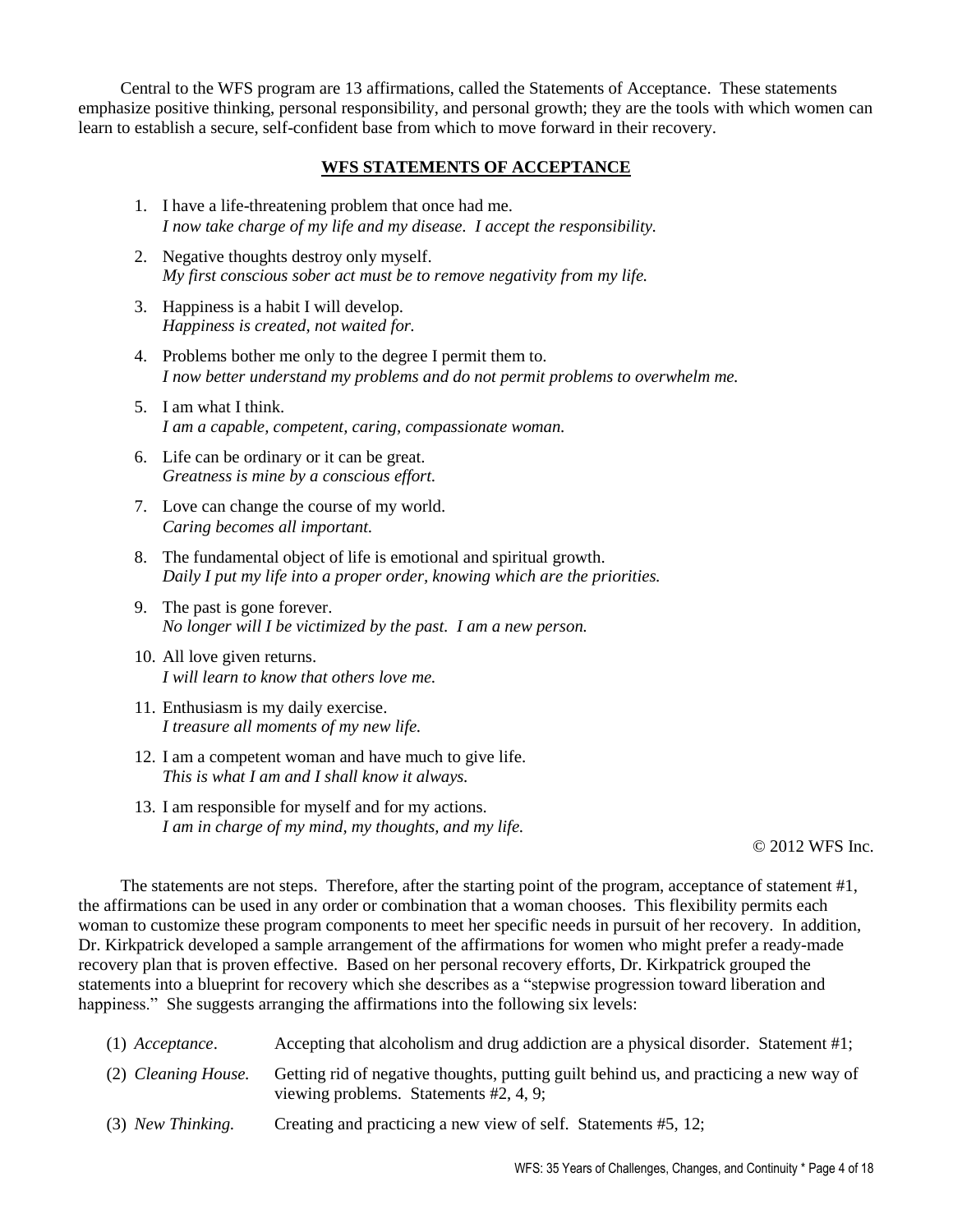Central to the WFS program are 13 affirmations, called the Statements of Acceptance. These statements emphasize positive thinking, personal responsibility, and personal growth; they are the tools with which women can learn to establish a secure, self-confident base from which to move forward in their recovery.

## WFS STATEMENTS OF ACCEPTANCE

1. I have a life-threatening problem that once had me.
   *I now take charge of my life and my disease. I accept the responsibility.*
2. Negative thoughts destroy only myself.
   *My first conscious sober act must be to remove negativity from my life.*
3. Happiness is a habit I will develop.
   *Happiness is created, not waited for.*
4. Problems bother me only to the degree I permit them to.
   *I now better understand my problems and do not permit problems to overwhelm me.*
5. I am what I think.
   *I am a capable, competent, caring, compassionate woman.*
6. Life can be ordinary or it can be great.
   *Greatness is mine by a conscious effort.*
7. Love can change the course of my world.
   *Caring becomes all important.*
8. The fundamental object of life is emotional and spiritual growth.
   *Daily I put my life into a proper order, knowing which are the priorities.*
9. The past is gone forever.
   *No longer will I be victimized by the past. I am a new person.*
10. All love given returns.
    *I will learn to know that others love me.*
11. Enthusiasm is my daily exercise.
    *I treasure all moments of my new life.*
12. I am a competent woman and have much to give life.
    *This is what I am and I shall know it always.*
13. I am responsible for myself and for my actions.
    *I am in charge of my mind, my thoughts, and my life.*

© 2012 WFS Inc.

The statements are not steps. Therefore, after the starting point of the program, acceptance of statement #1, the affirmations can be used in any order or combination that a woman chooses. This flexibility permits each woman to customize these program components to meet her specific needs in pursuit of her recovery. In addition, Dr. Kirkpatrick developed a sample arrangement of the affirmations for women who might prefer a ready-made recovery plan that is proven effective. Based on her personal recovery efforts, Dr. Kirkpatrick grouped the statements into a blueprint for recovery which she describes as a "stepwise progression toward liberation and happiness." She suggests arranging the affirmations into the following six levels:

(1) *Acceptance*. Accepting that alcoholism and drug addiction are a physical disorder. Statement #1;

(2) *Cleaning House.* Getting rid of negative thoughts, putting guilt behind us, and practicing a new way of viewing problems. Statements #2, 4, 9;

(3) *New Thinking.* Creating and practicing a new view of self. Statements #5, 12;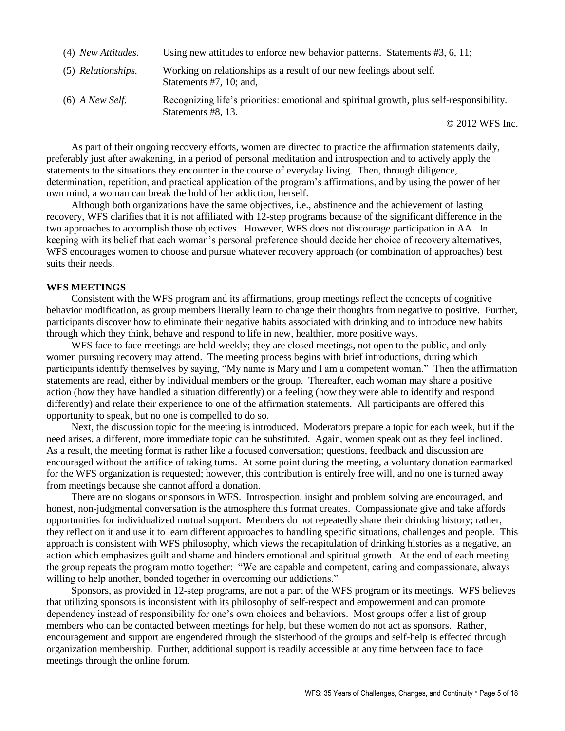(4) *New Attitudes*. Using new attitudes to enforce new behavior patterns. Statements #3, 6, 11;

(5) *Relationships.* Working on relationships as a result of our new feelings about self. Statements #7, 10; and,

(6) *A New Self.* Recognizing life's priorities: emotional and spiritual growth, plus self-responsibility. Statements #8, 13.

© 2012 WFS Inc.

As part of their ongoing recovery efforts, women are directed to practice the affirmation statements daily, preferably just after awakening, in a period of personal meditation and introspection and to actively apply the statements to the situations they encounter in the course of everyday living. Then, through diligence, determination, repetition, and practical application of the program's affirmations, and by using the power of her own mind, a woman can break the hold of her addiction, herself.

Although both organizations have the same objectives, i.e., abstinence and the achievement of lasting recovery, WFS clarifies that it is not affiliated with 12-step programs because of the significant difference in the two approaches to accomplish those objectives. However, WFS does not discourage participation in AA. In keeping with its belief that each woman's personal preference should decide her choice of recovery alternatives, WFS encourages women to choose and pursue whatever recovery approach (or combination of approaches) best suits their needs.

**WFS MEETINGS**

Consistent with the WFS program and its affirmations, group meetings reflect the concepts of cognitive behavior modification, as group members literally learn to change their thoughts from negative to positive. Further, participants discover how to eliminate their negative habits associated with drinking and to introduce new habits through which they think, behave and respond to life in new, healthier, more positive ways.

WFS face to face meetings are held weekly; they are closed meetings, not open to the public, and only women pursuing recovery may attend. The meeting process begins with brief introductions, during which participants identify themselves by saying, "My name is Mary and I am a competent woman." Then the affirmation statements are read, either by individual members or the group. Thereafter, each woman may share a positive action (how they have handled a situation differently) or a feeling (how they were able to identify and respond differently) and relate their experience to one of the affirmation statements. All participants are offered this opportunity to speak, but no one is compelled to do so.

Next, the discussion topic for the meeting is introduced. Moderators prepare a topic for each week, but if the need arises, a different, more immediate topic can be substituted. Again, women speak out as they feel inclined. As a result, the meeting format is rather like a focused conversation; questions, feedback and discussion are encouraged without the artifice of taking turns. At some point during the meeting, a voluntary donation earmarked for the WFS organization is requested; however, this contribution is entirely free will, and no one is turned away from meetings because she cannot afford a donation.

There are no slogans or sponsors in WFS. Introspection, insight and problem solving are encouraged, and honest, non-judgmental conversation is the atmosphere this format creates. Compassionate give and take affords opportunities for individualized mutual support. Members do not repeatedly share their drinking history; rather, they reflect on it and use it to learn different approaches to handling specific situations, challenges and people. This approach is consistent with WFS philosophy, which views the recapitulation of drinking histories as a negative, an action which emphasizes guilt and shame and hinders emotional and spiritual growth. At the end of each meeting the group repeats the program motto together: "We are capable and competent, caring and compassionate, always willing to help another, bonded together in overcoming our addictions."

Sponsors, as provided in 12-step programs, are not a part of the WFS program or its meetings. WFS believes that utilizing sponsors is inconsistent with its philosophy of self-respect and empowerment and can promote dependency instead of responsibility for one's own choices and behaviors. Most groups offer a list of group members who can be contacted between meetings for help, but these women do not act as sponsors. Rather, encouragement and support are engendered through the sisterhood of the groups and self-help is effected through organization membership. Further, additional support is readily accessible at any time between face to face meetings through the online forum.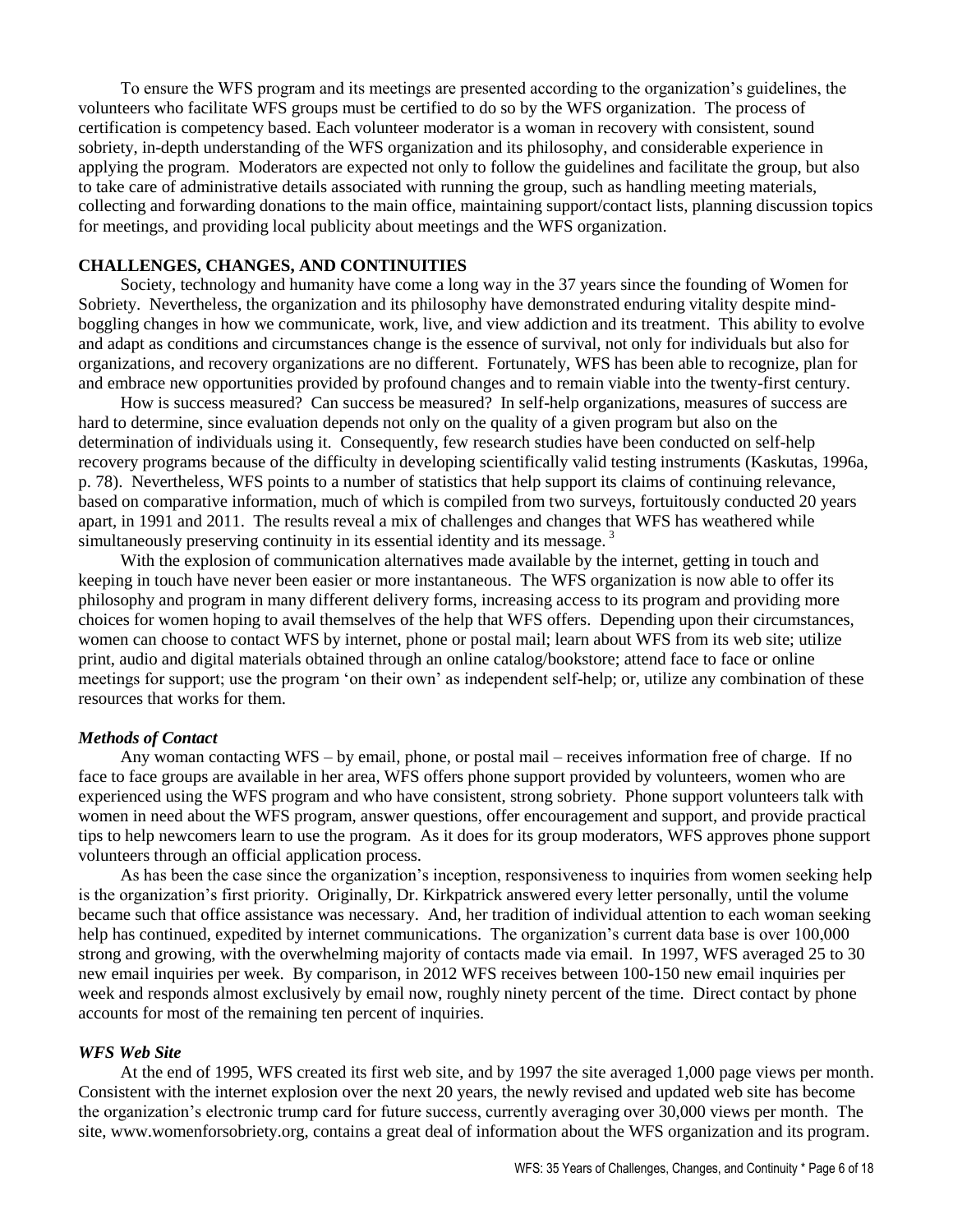To ensure the WFS program and its meetings are presented according to the organization's guidelines, the volunteers who facilitate WFS groups must be certified to do so by the WFS organization. The process of certification is competency based. Each volunteer moderator is a woman in recovery with consistent, sound sobriety, in-depth understanding of the WFS organization and its philosophy, and considerable experience in applying the program. Moderators are expected not only to follow the guidelines and facilitate the group, but also to take care of administrative details associated with running the group, such as handling meeting materials, collecting and forwarding donations to the main office, maintaining support/contact lists, planning discussion topics for meetings, and providing local publicity about meetings and the WFS organization.

## CHALLENGES, CHANGES, AND CONTINUITIES

Society, technology and humanity have come a long way in the 37 years since the founding of Women for Sobriety. Nevertheless, the organization and its philosophy have demonstrated enduring vitality despite mind-boggling changes in how we communicate, work, live, and view addiction and its treatment. This ability to evolve and adapt as conditions and circumstances change is the essence of survival, not only for individuals but also for organizations, and recovery organizations are no different. Fortunately, WFS has been able to recognize, plan for and embrace new opportunities provided by profound changes and to remain viable into the twenty-first century.

How is success measured? Can success be measured? In self-help organizations, measures of success are hard to determine, since evaluation depends not only on the quality of a given program but also on the determination of individuals using it. Consequently, few research studies have been conducted on self-help recovery programs because of the difficulty in developing scientifically valid testing instruments (Kaskutas, 1996a, p. 78). Nevertheless, WFS points to a number of statistics that help support its claims of continuing relevance, based on comparative information, much of which is compiled from two surveys, fortuitously conducted 20 years apart, in 1991 and 2011. The results reveal a mix of challenges and changes that WFS has weathered while simultaneously preserving continuity in its essential identity and its message. [3]

With the explosion of communication alternatives made available by the internet, getting in touch and keeping in touch have never been easier or more instantaneous. The WFS organization is now able to offer its philosophy and program in many different delivery forms, increasing access to its program and providing more choices for women hoping to avail themselves of the help that WFS offers. Depending upon their circumstances, women can choose to contact WFS by internet, phone or postal mail; learn about WFS from its web site; utilize print, audio and digital materials obtained through an online catalog/bookstore; attend face to face or online meetings for support; use the program 'on their own' as independent self-help; or, utilize any combination of these resources that works for them.

### *Methods of Contact*

Any woman contacting WFS – by email, phone, or postal mail – receives information free of charge. If no face to face groups are available in her area, WFS offers phone support provided by volunteers, women who are experienced using the WFS program and who have consistent, strong sobriety. Phone support volunteers talk with women in need about the WFS program, answer questions, offer encouragement and support, and provide practical tips to help newcomers learn to use the program. As it does for its group moderators, WFS approves phone support volunteers through an official application process.

As has been the case since the organization's inception, responsiveness to inquiries from women seeking help is the organization's first priority. Originally, Dr. Kirkpatrick answered every letter personally, until the volume became such that office assistance was necessary. And, her tradition of individual attention to each woman seeking help has continued, expedited by internet communications. The organization's current data base is over 100,000 strong and growing, with the overwhelming majority of contacts made via email. In 1997, WFS averaged 25 to 30 new email inquiries per week. By comparison, in 2012 WFS receives between 100-150 new email inquiries per week and responds almost exclusively by email now, roughly ninety percent of the time. Direct contact by phone accounts for most of the remaining ten percent of inquiries.

### *WFS Web Site*

At the end of 1995, WFS created its first web site, and by 1997 the site averaged 1,000 page views per month. Consistent with the internet explosion over the next 20 years, the newly revised and updated web site has become the organization's electronic trump card for future success, currently averaging over 30,000 views per month. The site, www.womenforsobriety.org, contains a great deal of information about the WFS organization and its program.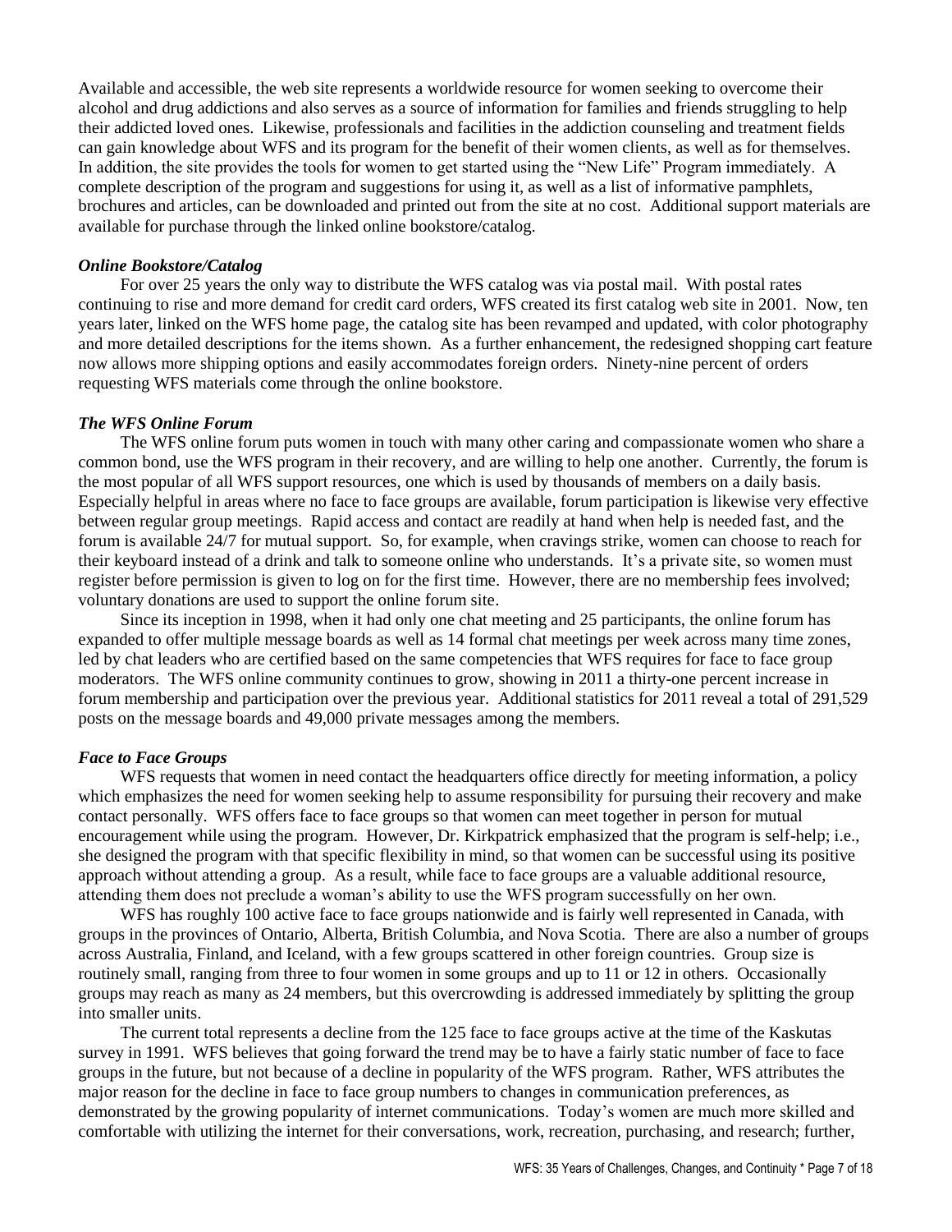Available and accessible, the web site represents a worldwide resource for women seeking to overcome their alcohol and drug addictions and also serves as a source of information for families and friends struggling to help their addicted loved ones. Likewise, professionals and facilities in the addiction counseling and treatment fields can gain knowledge about WFS and its program for the benefit of their women clients, as well as for themselves. In addition, the site provides the tools for women to get started using the "New Life" Program immediately. A complete description of the program and suggestions for using it, as well as a list of informative pamphlets, brochures and articles, can be downloaded and printed out from the site at no cost. Additional support materials are available for purchase through the linked online bookstore/catalog.

### *Online Bookstore/Catalog*

For over 25 years the only way to distribute the WFS catalog was via postal mail. With postal rates continuing to rise and more demand for credit card orders, WFS created its first catalog web site in 2001. Now, ten years later, linked on the WFS home page, the catalog site has been revamped and updated, with color photography and more detailed descriptions for the items shown. As a further enhancement, the redesigned shopping cart feature now allows more shipping options and easily accommodates foreign orders. Ninety-nine percent of orders requesting WFS materials come through the online bookstore.

### *The WFS Online Forum*

The WFS online forum puts women in touch with many other caring and compassionate women who share a common bond, use the WFS program in their recovery, and are willing to help one another. Currently, the forum is the most popular of all WFS support resources, one which is used by thousands of members on a daily basis. Especially helpful in areas where no face to face groups are available, forum participation is likewise very effective between regular group meetings. Rapid access and contact are readily at hand when help is needed fast, and the forum is available 24/7 for mutual support. So, for example, when cravings strike, women can choose to reach for their keyboard instead of a drink and talk to someone online who understands. It's a private site, so women must register before permission is given to log on for the first time. However, there are no membership fees involved; voluntary donations are used to support the online forum site.

Since its inception in 1998, when it had only one chat meeting and 25 participants, the online forum has expanded to offer multiple message boards as well as 14 formal chat meetings per week across many time zones, led by chat leaders who are certified based on the same competencies that WFS requires for face to face group moderators. The WFS online community continues to grow, showing in 2011 a thirty-one percent increase in forum membership and participation over the previous year. Additional statistics for 2011 reveal a total of 291,529 posts on the message boards and 49,000 private messages among the members.

### *Face to Face Groups*

WFS requests that women in need contact the headquarters office directly for meeting information, a policy which emphasizes the need for women seeking help to assume responsibility for pursuing their recovery and make contact personally. WFS offers face to face groups so that women can meet together in person for mutual encouragement while using the program. However, Dr. Kirkpatrick emphasized that the program is self-help; i.e., she designed the program with that specific flexibility in mind, so that women can be successful using its positive approach without attending a group. As a result, while face to face groups are a valuable additional resource, attending them does not preclude a woman's ability to use the WFS program successfully on her own.

WFS has roughly 100 active face to face groups nationwide and is fairly well represented in Canada, with groups in the provinces of Ontario, Alberta, British Columbia, and Nova Scotia. There are also a number of groups across Australia, Finland, and Iceland, with a few groups scattered in other foreign countries. Group size is routinely small, ranging from three to four women in some groups and up to 11 or 12 in others. Occasionally groups may reach as many as 24 members, but this overcrowding is addressed immediately by splitting the group into smaller units.

The current total represents a decline from the 125 face to face groups active at the time of the Kaskutas survey in 1991. WFS believes that going forward the trend may be to have a fairly static number of face to face groups in the future, but not because of a decline in popularity of the WFS program. Rather, WFS attributes the major reason for the decline in face to face group numbers to changes in communication preferences, as demonstrated by the growing popularity of internet communications. Today's women are much more skilled and comfortable with utilizing the internet for their conversations, work, recreation, purchasing, and research; further,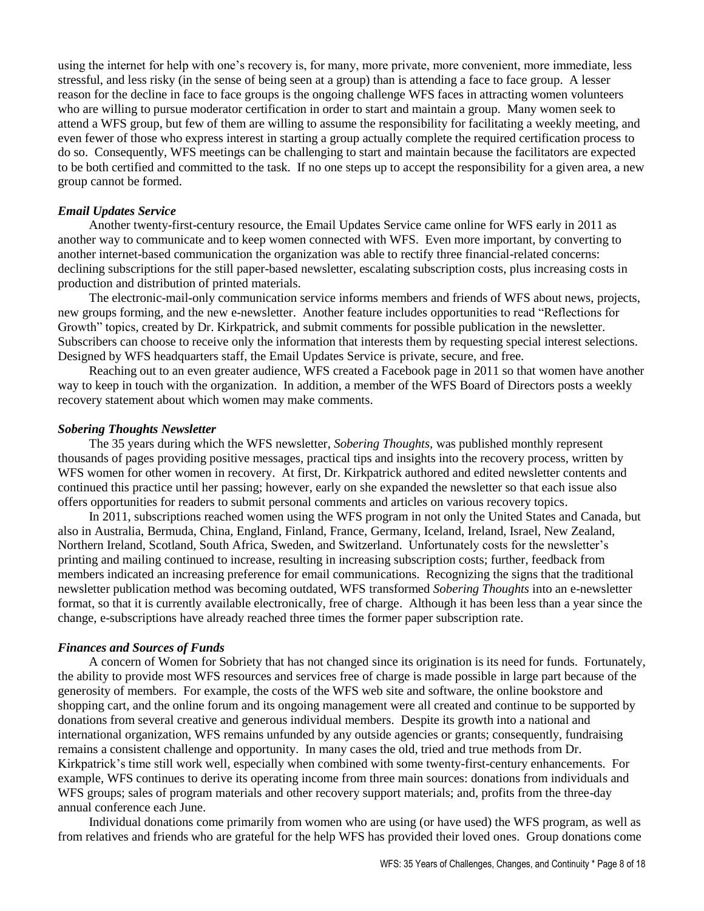using the internet for help with one's recovery is, for many, more private, more convenient, more immediate, less stressful, and less risky (in the sense of being seen at a group) than is attending a face to face group. A lesser reason for the decline in face to face groups is the ongoing challenge WFS faces in attracting women volunteers who are willing to pursue moderator certification in order to start and maintain a group. Many women seek to attend a WFS group, but few of them are willing to assume the responsibility for facilitating a weekly meeting, and even fewer of those who express interest in starting a group actually complete the required certification process to do so. Consequently, WFS meetings can be challenging to start and maintain because the facilitators are expected to be both certified and committed to the task. If no one steps up to accept the responsibility for a given area, a new group cannot be formed.

### *Email Updates Service*

Another twenty-first-century resource, the Email Updates Service came online for WFS early in 2011 as another way to communicate and to keep women connected with WFS. Even more important, by converting to another internet-based communication the organization was able to rectify three financial-related concerns: declining subscriptions for the still paper-based newsletter, escalating subscription costs, plus increasing costs in production and distribution of printed materials.

The electronic-mail-only communication service informs members and friends of WFS about news, projects, new groups forming, and the new e-newsletter. Another feature includes opportunities to read "Reflections for Growth" topics, created by Dr. Kirkpatrick, and submit comments for possible publication in the newsletter. Subscribers can choose to receive only the information that interests them by requesting special interest selections. Designed by WFS headquarters staff, the Email Updates Service is private, secure, and free.

Reaching out to an even greater audience, WFS created a Facebook page in 2011 so that women have another way to keep in touch with the organization. In addition, a member of the WFS Board of Directors posts a weekly recovery statement about which women may make comments.

### *Sobering Thoughts Newsletter*

The 35 years during which the WFS newsletter, *Sobering Thoughts*, was published monthly represent thousands of pages providing positive messages, practical tips and insights into the recovery process, written by WFS women for other women in recovery. At first, Dr. Kirkpatrick authored and edited newsletter contents and continued this practice until her passing; however, early on she expanded the newsletter so that each issue also offers opportunities for readers to submit personal comments and articles on various recovery topics.

In 2011, subscriptions reached women using the WFS program in not only the United States and Canada, but also in Australia, Bermuda, China, England, Finland, France, Germany, Iceland, Ireland, Israel, New Zealand, Northern Ireland, Scotland, South Africa, Sweden, and Switzerland. Unfortunately costs for the newsletter's printing and mailing continued to increase, resulting in increasing subscription costs; further, feedback from members indicated an increasing preference for email communications. Recognizing the signs that the traditional newsletter publication method was becoming outdated, WFS transformed *Sobering Thoughts* into an e-newsletter format, so that it is currently available electronically, free of charge. Although it has been less than a year since the change, e-subscriptions have already reached three times the former paper subscription rate.

### *Finances and Sources of Funds*

A concern of Women for Sobriety that has not changed since its origination is its need for funds. Fortunately, the ability to provide most WFS resources and services free of charge is made possible in large part because of the generosity of members. For example, the costs of the WFS web site and software, the online bookstore and shopping cart, and the online forum and its ongoing management were all created and continue to be supported by donations from several creative and generous individual members. Despite its growth into a national and international organization, WFS remains unfunded by any outside agencies or grants; consequently, fundraising remains a consistent challenge and opportunity. In many cases the old, tried and true methods from Dr. Kirkpatrick's time still work well, especially when combined with some twenty-first-century enhancements. For example, WFS continues to derive its operating income from three main sources: donations from individuals and WFS groups; sales of program materials and other recovery support materials; and, profits from the three-day annual conference each June.

Individual donations come primarily from women who are using (or have used) the WFS program, as well as from relatives and friends who are grateful for the help WFS has provided their loved ones. Group donations come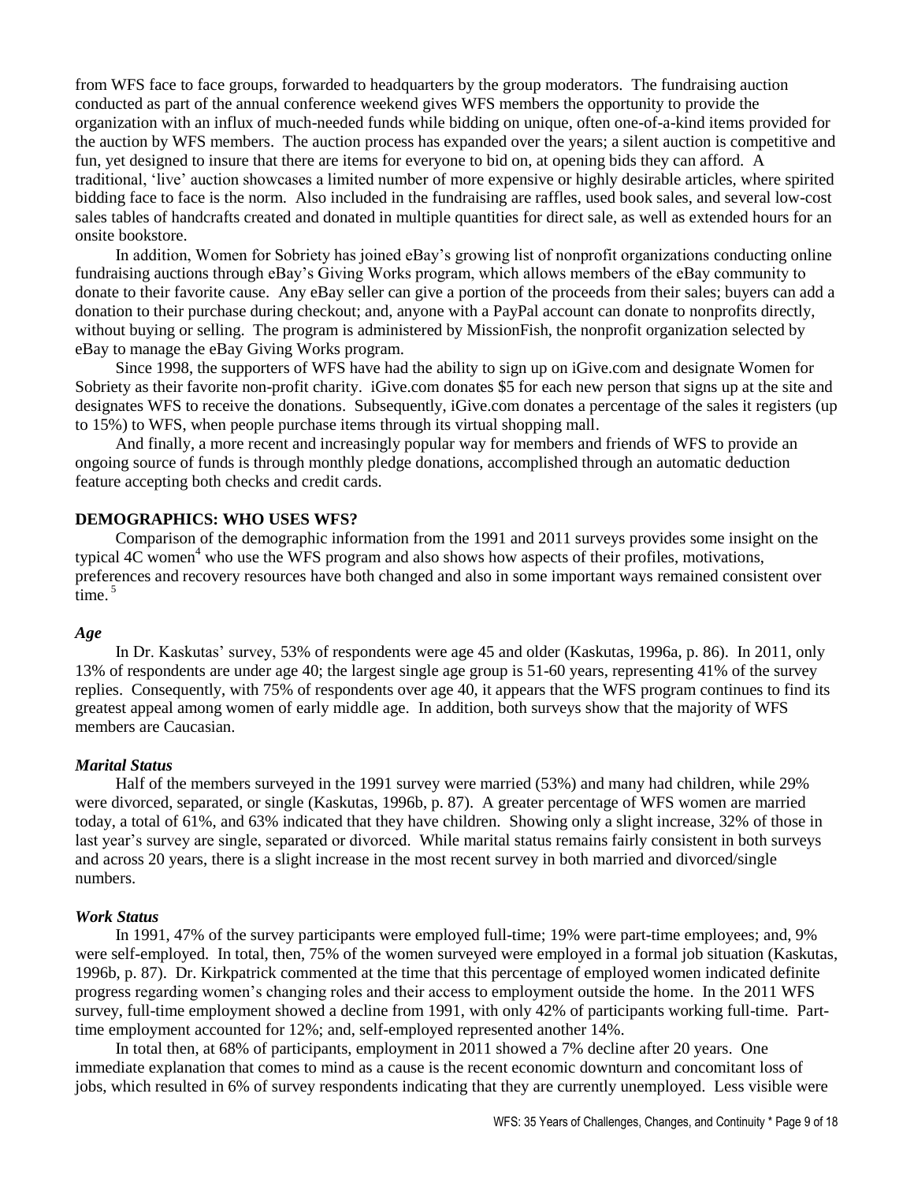from WFS face to face groups, forwarded to headquarters by the group moderators. The fundraising auction conducted as part of the annual conference weekend gives WFS members the opportunity to provide the organization with an influx of much-needed funds while bidding on unique, often one-of-a-kind items provided for the auction by WFS members. The auction process has expanded over the years; a silent auction is competitive and fun, yet designed to insure that there are items for everyone to bid on, at opening bids they can afford. A traditional, 'live' auction showcases a limited number of more expensive or highly desirable articles, where spirited bidding face to face is the norm. Also included in the fundraising are raffles, used book sales, and several low-cost sales tables of handcrafts created and donated in multiple quantities for direct sale, as well as extended hours for an onsite bookstore.

In addition, Women for Sobriety has joined eBay's growing list of nonprofit organizations conducting online fundraising auctions through eBay's Giving Works program, which allows members of the eBay community to donate to their favorite cause. Any eBay seller can give a portion of the proceeds from their sales; buyers can add a donation to their purchase during checkout; and, anyone with a PayPal account can donate to nonprofits directly, without buying or selling. The program is administered by MissionFish, the nonprofit organization selected by eBay to manage the eBay Giving Works program.

Since 1998, the supporters of WFS have had the ability to sign up on iGive.com and designate Women for Sobriety as their favorite non-profit charity. iGive.com donates $5 for each new person that signs up at the site and designates WFS to receive the donations. Subsequently, iGive.com donates a percentage of the sales it registers (up to 15%) to WFS, when people purchase items through its virtual shopping mall.

And finally, a more recent and increasingly popular way for members and friends of WFS to provide an ongoing source of funds is through monthly pledge donations, accomplished through an automatic deduction feature accepting both checks and credit cards.

## DEMOGRAPHICS: WHO USES WFS?

Comparison of the demographic information from the 1991 and 2011 surveys provides some insight on the typical 4C women[4] who use the WFS program and also shows how aspects of their profiles, motivations, preferences and recovery resources have both changed and also in some important ways remained consistent over time.[5]

### *Age*

In Dr. Kaskutas' survey, 53% of respondents were age 45 and older (Kaskutas, 1996a, p. 86). In 2011, only 13% of respondents are under age 40; the largest single age group is 51-60 years, representing 41% of the survey replies. Consequently, with 75% of respondents over age 40, it appears that the WFS program continues to find its greatest appeal among women of early middle age. In addition, both surveys show that the majority of WFS members are Caucasian.

### *Marital Status*

Half of the members surveyed in the 1991 survey were married (53%) and many had children, while 29% were divorced, separated, or single (Kaskutas, 1996b, p. 87). A greater percentage of WFS women are married today, a total of 61%, and 63% indicated that they have children. Showing only a slight increase, 32% of those in last year's survey are single, separated or divorced. While marital status remains fairly consistent in both surveys and across 20 years, there is a slight increase in the most recent survey in both married and divorced/single numbers.

### *Work Status*

In 1991, 47% of the survey participants were employed full-time; 19% were part-time employees; and, 9% were self-employed. In total, then, 75% of the women surveyed were employed in a formal job situation (Kaskutas, 1996b, p. 87). Dr. Kirkpatrick commented at the time that this percentage of employed women indicated definite progress regarding women's changing roles and their access to employment outside the home. In the 2011 WFS survey, full-time employment showed a decline from 1991, with only 42% of participants working full-time. Part-time employment accounted for 12%; and, self-employed represented another 14%.

In total then, at 68% of participants, employment in 2011 showed a 7% decline after 20 years. One immediate explanation that comes to mind as a cause is the recent economic downturn and concomitant loss of jobs, which resulted in 6% of survey respondents indicating that they are currently unemployed. Less visible were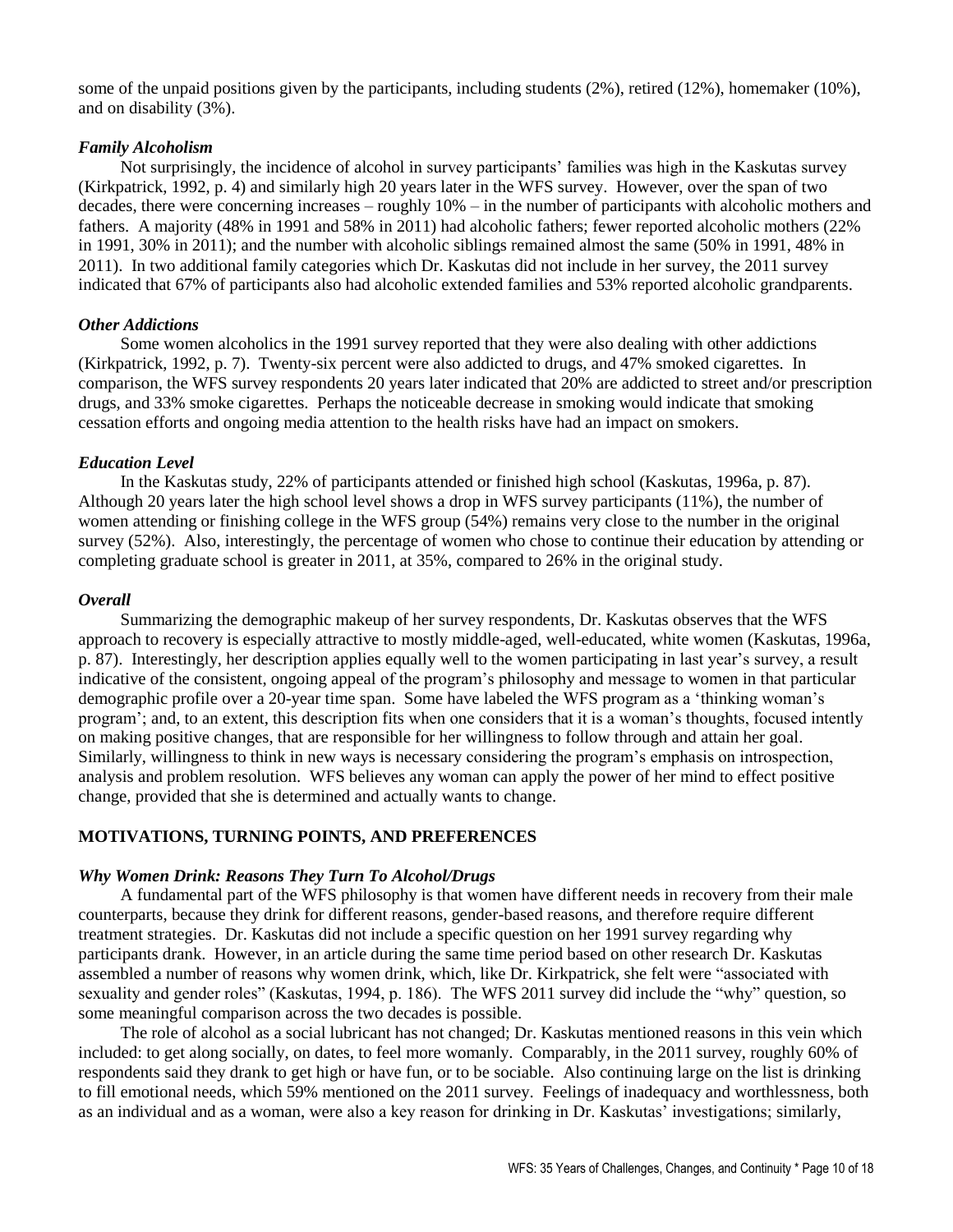some of the unpaid positions given by the participants, including students (2%), retired (12%), homemaker (10%), and on disability (3%).

### *Family Alcoholism*

Not surprisingly, the incidence of alcohol in survey participants' families was high in the Kaskutas survey (Kirkpatrick, 1992, p. 4) and similarly high 20 years later in the WFS survey. However, over the span of two decades, there were concerning increases – roughly 10% – in the number of participants with alcoholic mothers and fathers. A majority (48% in 1991 and 58% in 2011) had alcoholic fathers; fewer reported alcoholic mothers (22% in 1991, 30% in 2011); and the number with alcoholic siblings remained almost the same (50% in 1991, 48% in 2011). In two additional family categories which Dr. Kaskutas did not include in her survey, the 2011 survey indicated that 67% of participants also had alcoholic extended families and 53% reported alcoholic grandparents.

### *Other Addictions*

Some women alcoholics in the 1991 survey reported that they were also dealing with other addictions (Kirkpatrick, 1992, p. 7). Twenty-six percent were also addicted to drugs, and 47% smoked cigarettes. In comparison, the WFS survey respondents 20 years later indicated that 20% are addicted to street and/or prescription drugs, and 33% smoke cigarettes. Perhaps the noticeable decrease in smoking would indicate that smoking cessation efforts and ongoing media attention to the health risks have had an impact on smokers.

### *Education Level*

In the Kaskutas study, 22% of participants attended or finished high school (Kaskutas, 1996a, p. 87). Although 20 years later the high school level shows a drop in WFS survey participants (11%), the number of women attending or finishing college in the WFS group (54%) remains very close to the number in the original survey (52%). Also, interestingly, the percentage of women who chose to continue their education by attending or completing graduate school is greater in 2011, at 35%, compared to 26% in the original study.

### *Overall*

Summarizing the demographic makeup of her survey respondents, Dr. Kaskutas observes that the WFS approach to recovery is especially attractive to mostly middle-aged, well-educated, white women (Kaskutas, 1996a, p. 87). Interestingly, her description applies equally well to the women participating in last year's survey, a result indicative of the consistent, ongoing appeal of the program's philosophy and message to women in that particular demographic profile over a 20-year time span. Some have labeled the WFS program as a 'thinking woman's program'; and, to an extent, this description fits when one considers that it is a woman's thoughts, focused intently on making positive changes, that are responsible for her willingness to follow through and attain her goal. Similarly, willingness to think in new ways is necessary considering the program's emphasis on introspection, analysis and problem resolution. WFS believes any woman can apply the power of her mind to effect positive change, provided that she is determined and actually wants to change.

## MOTIVATIONS, TURNING POINTS, AND PREFERENCES

### *Why Women Drink: Reasons They Turn To Alcohol/Drugs*

A fundamental part of the WFS philosophy is that women have different needs in recovery from their male counterparts, because they drink for different reasons, gender-based reasons, and therefore require different treatment strategies. Dr. Kaskutas did not include a specific question on her 1991 survey regarding why participants drank. However, in an article during the same time period based on other research Dr. Kaskutas assembled a number of reasons why women drink, which, like Dr. Kirkpatrick, she felt were "associated with sexuality and gender roles" (Kaskutas, 1994, p. 186). The WFS 2011 survey did include the "why" question, so some meaningful comparison across the two decades is possible.

The role of alcohol as a social lubricant has not changed; Dr. Kaskutas mentioned reasons in this vein which included: to get along socially, on dates, to feel more womanly. Comparably, in the 2011 survey, roughly 60% of respondents said they drank to get high or have fun, or to be sociable. Also continuing large on the list is drinking to fill emotional needs, which 59% mentioned on the 2011 survey. Feelings of inadequacy and worthlessness, both as an individual and as a woman, were also a key reason for drinking in Dr. Kaskutas' investigations; similarly,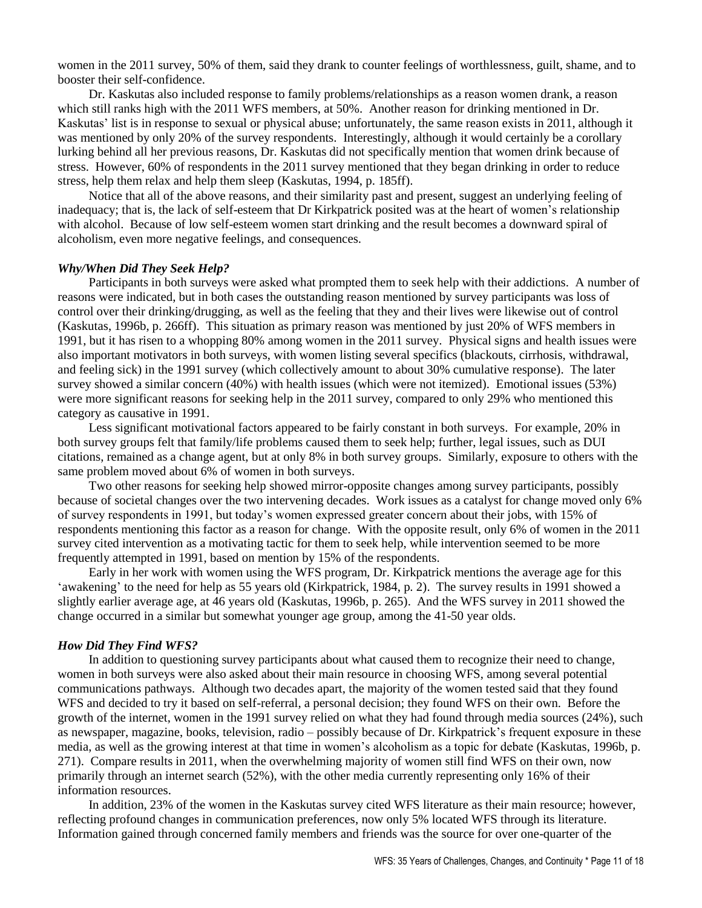women in the 2011 survey, 50% of them, said they drank to counter feelings of worthlessness, guilt, shame, and to booster their self-confidence.

Dr. Kaskutas also included response to family problems/relationships as a reason women drank, a reason which still ranks high with the 2011 WFS members, at 50%. Another reason for drinking mentioned in Dr. Kaskutas' list is in response to sexual or physical abuse; unfortunately, the same reason exists in 2011, although it was mentioned by only 20% of the survey respondents. Interestingly, although it would certainly be a corollary lurking behind all her previous reasons, Dr. Kaskutas did not specifically mention that women drink because of stress. However, 60% of respondents in the 2011 survey mentioned that they began drinking in order to reduce stress, help them relax and help them sleep (Kaskutas, 1994, p. 185ff).

Notice that all of the above reasons, and their similarity past and present, suggest an underlying feeling of inadequacy; that is, the lack of self-esteem that Dr Kirkpatrick posited was at the heart of women's relationship with alcohol. Because of low self-esteem women start drinking and the result becomes a downward spiral of alcoholism, even more negative feelings, and consequences.

### *Why/When Did They Seek Help?*

Participants in both surveys were asked what prompted them to seek help with their addictions. A number of reasons were indicated, but in both cases the outstanding reason mentioned by survey participants was loss of control over their drinking/drugging, as well as the feeling that they and their lives were likewise out of control (Kaskutas, 1996b, p. 266ff). This situation as primary reason was mentioned by just 20% of WFS members in 1991, but it has risen to a whopping 80% among women in the 2011 survey. Physical signs and health issues were also important motivators in both surveys, with women listing several specifics (blackouts, cirrhosis, withdrawal, and feeling sick) in the 1991 survey (which collectively amount to about 30% cumulative response). The later survey showed a similar concern (40%) with health issues (which were not itemized). Emotional issues (53%) were more significant reasons for seeking help in the 2011 survey, compared to only 29% who mentioned this category as causative in 1991.

Less significant motivational factors appeared to be fairly constant in both surveys. For example, 20% in both survey groups felt that family/life problems caused them to seek help; further, legal issues, such as DUI citations, remained as a change agent, but at only 8% in both survey groups. Similarly, exposure to others with the same problem moved about 6% of women in both surveys.

Two other reasons for seeking help showed mirror-opposite changes among survey participants, possibly because of societal changes over the two intervening decades. Work issues as a catalyst for change moved only 6% of survey respondents in 1991, but today's women expressed greater concern about their jobs, with 15% of respondents mentioning this factor as a reason for change. With the opposite result, only 6% of women in the 2011 survey cited intervention as a motivating tactic for them to seek help, while intervention seemed to be more frequently attempted in 1991, based on mention by 15% of the respondents.

Early in her work with women using the WFS program, Dr. Kirkpatrick mentions the average age for this 'awakening' to the need for help as 55 years old (Kirkpatrick, 1984, p. 2). The survey results in 1991 showed a slightly earlier average age, at 46 years old (Kaskutas, 1996b, p. 265). And the WFS survey in 2011 showed the change occurred in a similar but somewhat younger age group, among the 41-50 year olds.

### *How Did They Find WFS?*

In addition to questioning survey participants about what caused them to recognize their need to change, women in both surveys were also asked about their main resource in choosing WFS, among several potential communications pathways. Although two decades apart, the majority of the women tested said that they found WFS and decided to try it based on self-referral, a personal decision; they found WFS on their own. Before the growth of the internet, women in the 1991 survey relied on what they had found through media sources (24%), such as newspaper, magazine, books, television, radio – possibly because of Dr. Kirkpatrick's frequent exposure in these media, as well as the growing interest at that time in women's alcoholism as a topic for debate (Kaskutas, 1996b, p. 271). Compare results in 2011, when the overwhelming majority of women still find WFS on their own, now primarily through an internet search (52%), with the other media currently representing only 16% of their information resources.

In addition, 23% of the women in the Kaskutas survey cited WFS literature as their main resource; however, reflecting profound changes in communication preferences, now only 5% located WFS through its literature. Information gained through concerned family members and friends was the source for over one-quarter of the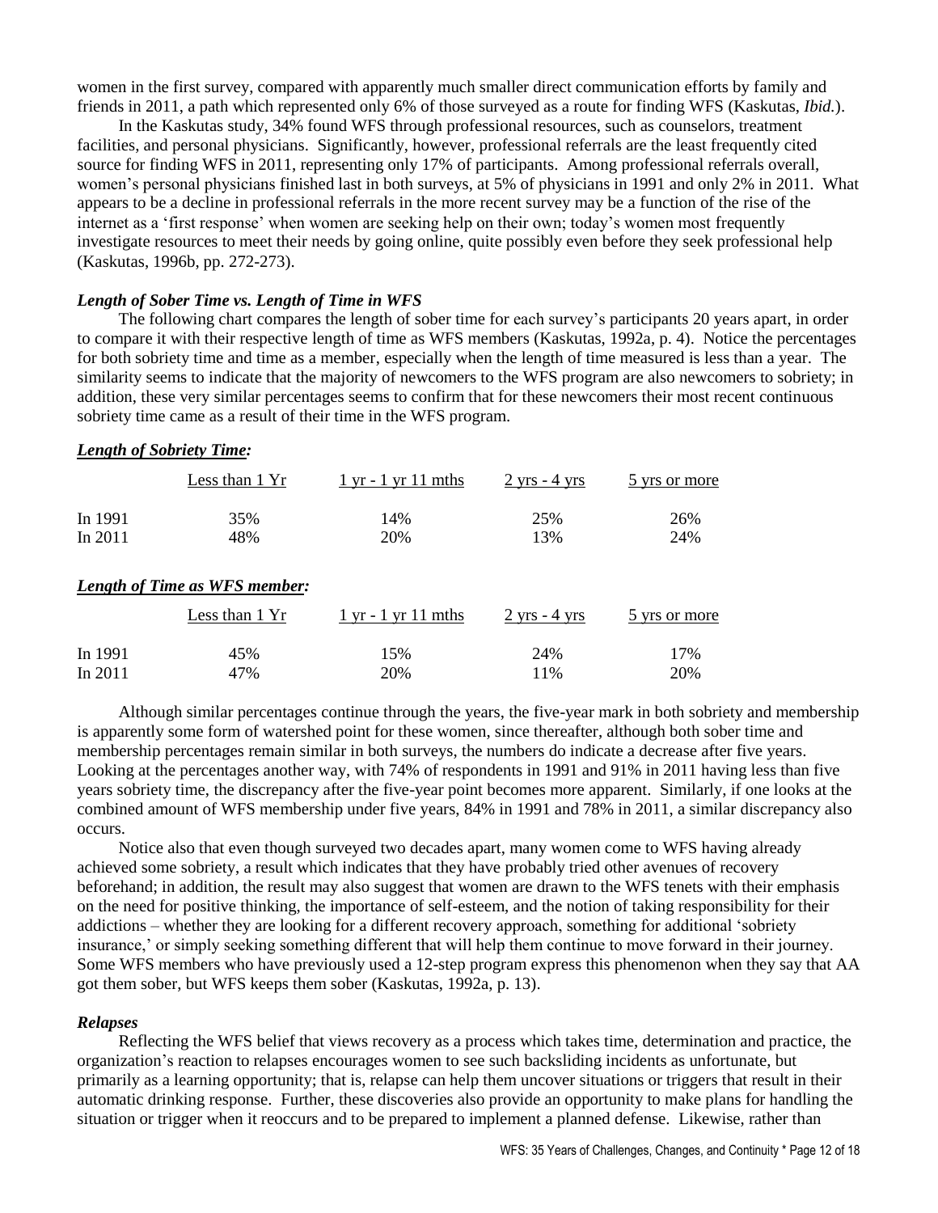women in the first survey, compared with apparently much smaller direct communication efforts by family and friends in 2011, a path which represented only 6% of those surveyed as a route for finding WFS (Kaskutas, *Ibid.*).

In the Kaskutas study, 34% found WFS through professional resources, such as counselors, treatment facilities, and personal physicians. Significantly, however, professional referrals are the least frequently cited source for finding WFS in 2011, representing only 17% of participants. Among professional referrals overall, women's personal physicians finished last in both surveys, at 5% of physicians in 1991 and only 2% in 2011. What appears to be a decline in professional referrals in the more recent survey may be a function of the rise of the internet as a 'first response' when women are seeking help on their own; today's women most frequently investigate resources to meet their needs by going online, quite possibly even before they seek professional help (Kaskutas, 1996b, pp. 272-273).

### *Length of Sober Time vs. Length of Time in WFS*

The following chart compares the length of sober time for each survey's participants 20 years apart, in order to compare it with their respective length of time as WFS members (Kaskutas, 1992a, p. 4). Notice the percentages for both sobriety time and time as a member, especially when the length of time measured is less than a year. The similarity seems to indicate that the majority of newcomers to the WFS program are also newcomers to sobriety; in addition, these very similar percentages seems to confirm that for these newcomers their most recent continuous sobriety time came as a result of their time in the WFS program.

***Length of Sobriety Time:***

| | Less than 1 Yr | 1 yr - 1 yr 11 mths | 2 yrs - 4 yrs | 5 yrs or more |
|---|---|---|---|---|
| In 1991 | 35% | 14% | 25% | 26% |
| In 2011 | 48% | 20% | 13% | 24% |

***Length of Time as WFS member:***

| | Less than 1 Yr | 1 yr - 1 yr 11 mths | 2 yrs - 4 yrs | 5 yrs or more |
|---|---|---|---|---|
| In 1991 | 45% | 15% | 24% | 17% |
| In 2011 | 47% | 20% | 11% | 20% |

Although similar percentages continue through the years, the five-year mark in both sobriety and membership is apparently some form of watershed point for these women, since thereafter, although both sober time and membership percentages remain similar in both surveys, the numbers do indicate a decrease after five years. Looking at the percentages another way, with 74% of respondents in 1991 and 91% in 2011 having less than five years sobriety time, the discrepancy after the five-year point becomes more apparent. Similarly, if one looks at the combined amount of WFS membership under five years, 84% in 1991 and 78% in 2011, a similar discrepancy also occurs.

Notice also that even though surveyed two decades apart, many women come to WFS having already achieved some sobriety, a result which indicates that they have probably tried other avenues of recovery beforehand; in addition, the result may also suggest that women are drawn to the WFS tenets with their emphasis on the need for positive thinking, the importance of self-esteem, and the notion of taking responsibility for their addictions – whether they are looking for a different recovery approach, something for additional 'sobriety insurance,' or simply seeking something different that will help them continue to move forward in their journey. Some WFS members who have previously used a 12-step program express this phenomenon when they say that AA got them sober, but WFS keeps them sober (Kaskutas, 1992a, p. 13).

### *Relapses*

Reflecting the WFS belief that views recovery as a process which takes time, determination and practice, the organization's reaction to relapses encourages women to see such backsliding incidents as unfortunate, but primarily as a learning opportunity; that is, relapse can help them uncover situations or triggers that result in their automatic drinking response. Further, these discoveries also provide an opportunity to make plans for handling the situation or trigger when it reoccurs and to be prepared to implement a planned defense. Likewise, rather than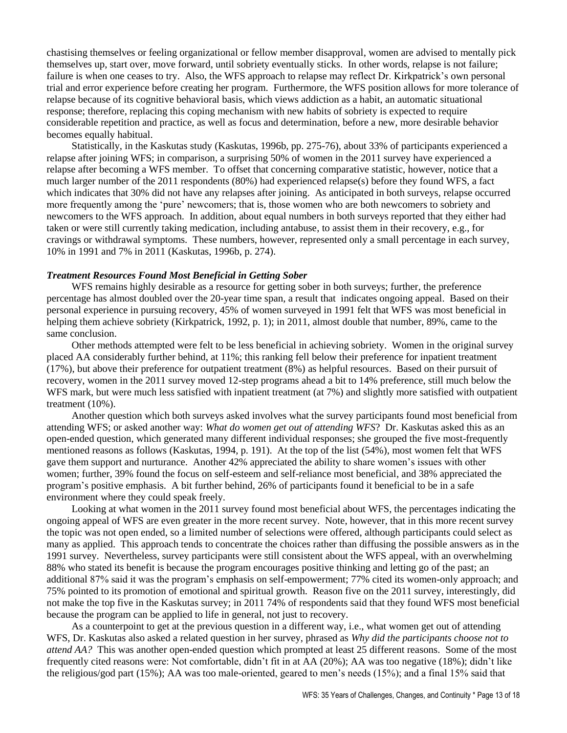chastising themselves or feeling organizational or fellow member disapproval, women are advised to mentally pick themselves up, start over, move forward, until sobriety eventually sticks. In other words, relapse is not failure; failure is when one ceases to try. Also, the WFS approach to relapse may reflect Dr. Kirkpatrick's own personal trial and error experience before creating her program. Furthermore, the WFS position allows for more tolerance of relapse because of its cognitive behavioral basis, which views addiction as a habit, an automatic situational response; therefore, replacing this coping mechanism with new habits of sobriety is expected to require considerable repetition and practice, as well as focus and determination, before a new, more desirable behavior becomes equally habitual.

Statistically, in the Kaskutas study (Kaskutas, 1996b, pp. 275-76), about 33% of participants experienced a relapse after joining WFS; in comparison, a surprising 50% of women in the 2011 survey have experienced a relapse after becoming a WFS member. To offset that concerning comparative statistic, however, notice that a much larger number of the 2011 respondents (80%) had experienced relapse(s) before they found WFS, a fact which indicates that 30% did not have any relapses after joining. As anticipated in both surveys, relapse occurred more frequently among the 'pure' newcomers; that is, those women who are both newcomers to sobriety and newcomers to the WFS approach. In addition, about equal numbers in both surveys reported that they either had taken or were still currently taking medication, including antabuse, to assist them in their recovery, e.g., for cravings or withdrawal symptoms. These numbers, however, represented only a small percentage in each survey, 10% in 1991 and 7% in 2011 (Kaskutas, 1996b, p. 274).

### *Treatment Resources Found Most Beneficial in Getting Sober*

WFS remains highly desirable as a resource for getting sober in both surveys; further, the preference percentage has almost doubled over the 20-year time span, a result that indicates ongoing appeal. Based on their personal experience in pursuing recovery, 45% of women surveyed in 1991 felt that WFS was most beneficial in helping them achieve sobriety (Kirkpatrick, 1992, p. 1); in 2011, almost double that number, 89%, came to the same conclusion.

Other methods attempted were felt to be less beneficial in achieving sobriety. Women in the original survey placed AA considerably further behind, at 11%; this ranking fell below their preference for inpatient treatment (17%), but above their preference for outpatient treatment (8%) as helpful resources. Based on their pursuit of recovery, women in the 2011 survey moved 12-step programs ahead a bit to 14% preference, still much below the WFS mark, but were much less satisfied with inpatient treatment (at 7%) and slightly more satisfied with outpatient treatment (10%).

Another question which both surveys asked involves what the survey participants found most beneficial from attending WFS; or asked another way: *What do women get out of attending WFS*? Dr. Kaskutas asked this as an open-ended question, which generated many different individual responses; she grouped the five most-frequently mentioned reasons as follows (Kaskutas, 1994, p. 191). At the top of the list (54%), most women felt that WFS gave them support and nurturance. Another 42% appreciated the ability to share women's issues with other women; further, 39% found the focus on self-esteem and self-reliance most beneficial, and 38% appreciated the program's positive emphasis. A bit further behind, 26% of participants found it beneficial to be in a safe environment where they could speak freely.

Looking at what women in the 2011 survey found most beneficial about WFS, the percentages indicating the ongoing appeal of WFS are even greater in the more recent survey. Note, however, that in this more recent survey the topic was not open ended, so a limited number of selections were offered, although participants could select as many as applied. This approach tends to concentrate the choices rather than diffusing the possible answers as in the 1991 survey. Nevertheless, survey participants were still consistent about the WFS appeal, with an overwhelming 88% who stated its benefit is because the program encourages positive thinking and letting go of the past; an additional 87% said it was the program's emphasis on self-empowerment; 77% cited its women-only approach; and 75% pointed to its promotion of emotional and spiritual growth. Reason five on the 2011 survey, interestingly, did not make the top five in the Kaskutas survey; in 2011 74% of respondents said that they found WFS most beneficial because the program can be applied to life in general, not just to recovery.

As a counterpoint to get at the previous question in a different way, i.e., what women get out of attending WFS, Dr. Kaskutas also asked a related question in her survey, phrased as *Why did the participants choose not to attend AA?* This was another open-ended question which prompted at least 25 different reasons. Some of the most frequently cited reasons were: Not comfortable, didn't fit in at AA (20%); AA was too negative (18%); didn't like the religious/god part (15%); AA was too male-oriented, geared to men's needs (15%); and a final 15% said that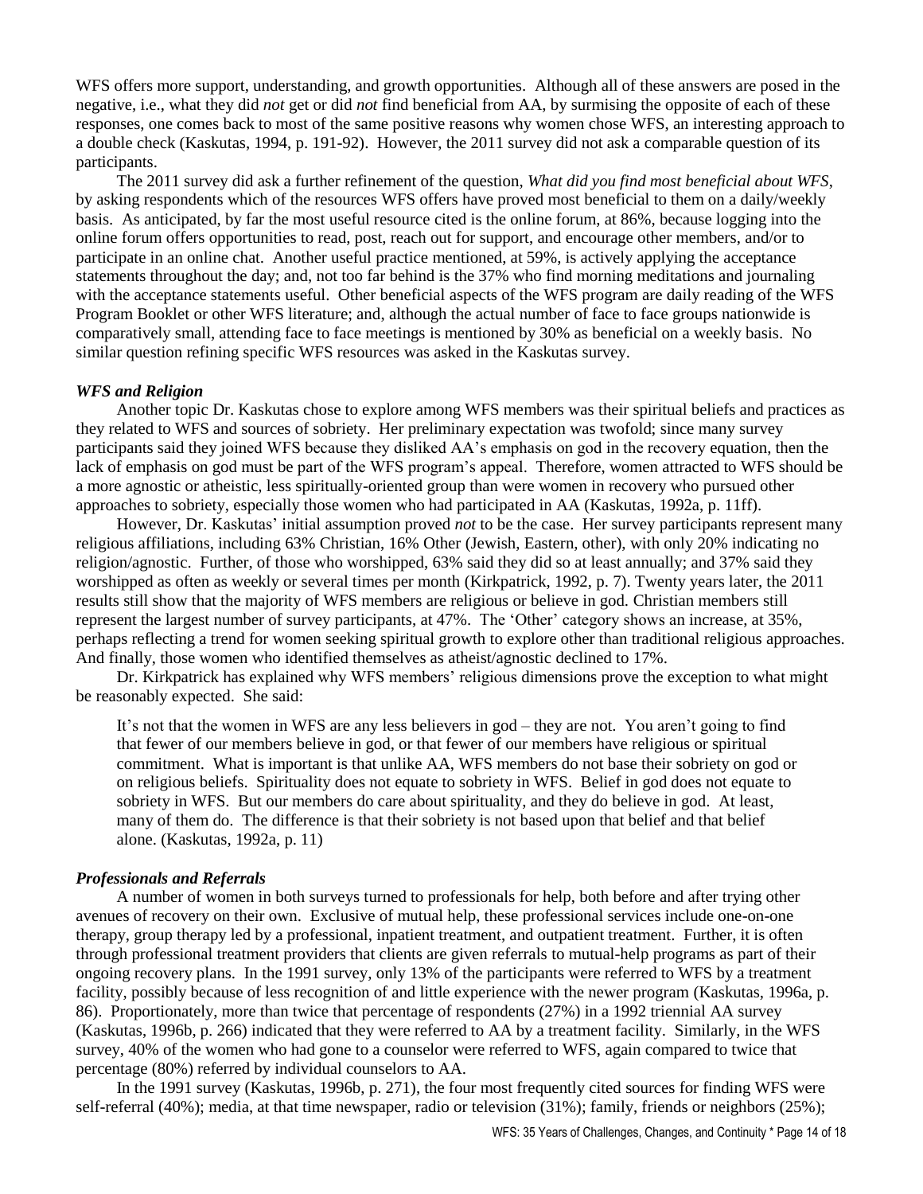WFS offers more support, understanding, and growth opportunities. Although all of these answers are posed in the negative, i.e., what they did *not* get or did *not* find beneficial from AA, by surmising the opposite of each of these responses, one comes back to most of the same positive reasons why women chose WFS, an interesting approach to a double check (Kaskutas, 1994, p. 191-92). However, the 2011 survey did not ask a comparable question of its participants.

The 2011 survey did ask a further refinement of the question, *What did you find most beneficial about WFS*, by asking respondents which of the resources WFS offers have proved most beneficial to them on a daily/weekly basis. As anticipated, by far the most useful resource cited is the online forum, at 86%, because logging into the online forum offers opportunities to read, post, reach out for support, and encourage other members, and/or to participate in an online chat. Another useful practice mentioned, at 59%, is actively applying the acceptance statements throughout the day; and, not too far behind is the 37% who find morning meditations and journaling with the acceptance statements useful. Other beneficial aspects of the WFS program are daily reading of the WFS Program Booklet or other WFS literature; and, although the actual number of face to face groups nationwide is comparatively small, attending face to face meetings is mentioned by 30% as beneficial on a weekly basis. No similar question refining specific WFS resources was asked in the Kaskutas survey.

### *WFS and Religion*

Another topic Dr. Kaskutas chose to explore among WFS members was their spiritual beliefs and practices as they related to WFS and sources of sobriety. Her preliminary expectation was twofold; since many survey participants said they joined WFS because they disliked AA's emphasis on god in the recovery equation, then the lack of emphasis on god must be part of the WFS program's appeal. Therefore, women attracted to WFS should be a more agnostic or atheistic, less spiritually-oriented group than were women in recovery who pursued other approaches to sobriety, especially those women who had participated in AA (Kaskutas, 1992a, p. 11ff).

However, Dr. Kaskutas' initial assumption proved *not* to be the case. Her survey participants represent many religious affiliations, including 63% Christian, 16% Other (Jewish, Eastern, other), with only 20% indicating no religion/agnostic. Further, of those who worshipped, 63% said they did so at least annually; and 37% said they worshipped as often as weekly or several times per month (Kirkpatrick, 1992, p. 7). Twenty years later, the 2011 results still show that the majority of WFS members are religious or believe in god. Christian members still represent the largest number of survey participants, at 47%. The 'Other' category shows an increase, at 35%, perhaps reflecting a trend for women seeking spiritual growth to explore other than traditional religious approaches. And finally, those women who identified themselves as atheist/agnostic declined to 17%.

Dr. Kirkpatrick has explained why WFS members' religious dimensions prove the exception to what might be reasonably expected. She said:

> It's not that the women in WFS are any less believers in god – they are not. You aren't going to find that fewer of our members believe in god, or that fewer of our members have religious or spiritual commitment. What is important is that unlike AA, WFS members do not base their sobriety on god or on religious beliefs. Spirituality does not equate to sobriety in WFS. Belief in god does not equate to sobriety in WFS. But our members do care about spirituality, and they do believe in god. At least, many of them do. The difference is that their sobriety is not based upon that belief and that belief alone. (Kaskutas, 1992a, p. 11)

### *Professionals and Referrals*

A number of women in both surveys turned to professionals for help, both before and after trying other avenues of recovery on their own. Exclusive of mutual help, these professional services include one-on-one therapy, group therapy led by a professional, inpatient treatment, and outpatient treatment. Further, it is often through professional treatment providers that clients are given referrals to mutual-help programs as part of their ongoing recovery plans. In the 1991 survey, only 13% of the participants were referred to WFS by a treatment facility, possibly because of less recognition of and little experience with the newer program (Kaskutas, 1996a, p. 86). Proportionately, more than twice that percentage of respondents (27%) in a 1992 triennial AA survey (Kaskutas, 1996b, p. 266) indicated that they were referred to AA by a treatment facility. Similarly, in the WFS survey, 40% of the women who had gone to a counselor were referred to WFS, again compared to twice that percentage (80%) referred by individual counselors to AA.

In the 1991 survey (Kaskutas, 1996b, p. 271), the four most frequently cited sources for finding WFS were self-referral (40%); media, at that time newspaper, radio or television (31%); family, friends or neighbors (25%);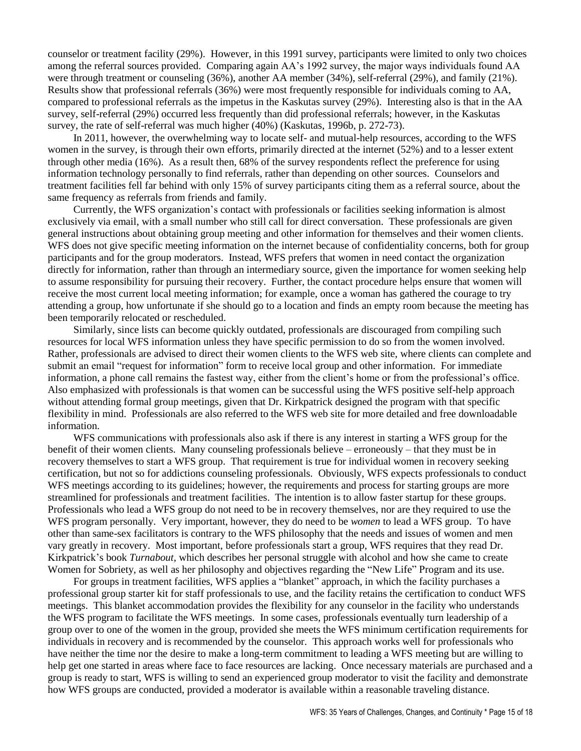counselor or treatment facility (29%). However, in this 1991 survey, participants were limited to only two choices among the referral sources provided. Comparing again AA's 1992 survey, the major ways individuals found AA were through treatment or counseling (36%), another AA member (34%), self-referral (29%), and family (21%). Results show that professional referrals (36%) were most frequently responsible for individuals coming to AA, compared to professional referrals as the impetus in the Kaskutas survey (29%). Interesting also is that in the AA survey, self-referral (29%) occurred less frequently than did professional referrals; however, in the Kaskutas survey, the rate of self-referral was much higher (40%) (Kaskutas, 1996b, p. 272-73).

In 2011, however, the overwhelming way to locate self- and mutual-help resources, according to the WFS women in the survey, is through their own efforts, primarily directed at the internet (52%) and to a lesser extent through other media (16%). As a result then, 68% of the survey respondents reflect the preference for using information technology personally to find referrals, rather than depending on other sources. Counselors and treatment facilities fell far behind with only 15% of survey participants citing them as a referral source, about the same frequency as referrals from friends and family.

Currently, the WFS organization's contact with professionals or facilities seeking information is almost exclusively via email, with a small number who still call for direct conversation. These professionals are given general instructions about obtaining group meeting and other information for themselves and their women clients. WFS does not give specific meeting information on the internet because of confidentiality concerns, both for group participants and for the group moderators. Instead, WFS prefers that women in need contact the organization directly for information, rather than through an intermediary source, given the importance for women seeking help to assume responsibility for pursuing their recovery. Further, the contact procedure helps ensure that women will receive the most current local meeting information; for example, once a woman has gathered the courage to try attending a group, how unfortunate if she should go to a location and finds an empty room because the meeting has been temporarily relocated or rescheduled.

Similarly, since lists can become quickly outdated, professionals are discouraged from compiling such resources for local WFS information unless they have specific permission to do so from the women involved. Rather, professionals are advised to direct their women clients to the WFS web site, where clients can complete and submit an email "request for information" form to receive local group and other information. For immediate information, a phone call remains the fastest way, either from the client's home or from the professional's office. Also emphasized with professionals is that women can be successful using the WFS positive self-help approach without attending formal group meetings, given that Dr. Kirkpatrick designed the program with that specific flexibility in mind. Professionals are also referred to the WFS web site for more detailed and free downloadable information.

WFS communications with professionals also ask if there is any interest in starting a WFS group for the benefit of their women clients. Many counseling professionals believe – erroneously – that they must be in recovery themselves to start a WFS group. That requirement is true for individual women in recovery seeking certification, but not so for addictions counseling professionals. Obviously, WFS expects professionals to conduct WFS meetings according to its guidelines; however, the requirements and process for starting groups are more streamlined for professionals and treatment facilities. The intention is to allow faster startup for these groups. Professionals who lead a WFS group do not need to be in recovery themselves, nor are they required to use the WFS program personally. Very important, however, they do need to be *women* to lead a WFS group. To have other than same-sex facilitators is contrary to the WFS philosophy that the needs and issues of women and men vary greatly in recovery. Most important, before professionals start a group, WFS requires that they read Dr. Kirkpatrick's book *Turnabout*, which describes her personal struggle with alcohol and how she came to create Women for Sobriety, as well as her philosophy and objectives regarding the "New Life" Program and its use.

For groups in treatment facilities, WFS applies a "blanket" approach, in which the facility purchases a professional group starter kit for staff professionals to use, and the facility retains the certification to conduct WFS meetings. This blanket accommodation provides the flexibility for any counselor in the facility who understands the WFS program to facilitate the WFS meetings. In some cases, professionals eventually turn leadership of a group over to one of the women in the group, provided she meets the WFS minimum certification requirements for individuals in recovery and is recommended by the counselor. This approach works well for professionals who have neither the time nor the desire to make a long-term commitment to leading a WFS meeting but are willing to help get one started in areas where face to face resources are lacking. Once necessary materials are purchased and a group is ready to start, WFS is willing to send an experienced group moderator to visit the facility and demonstrate how WFS groups are conducted, provided a moderator is available within a reasonable traveling distance.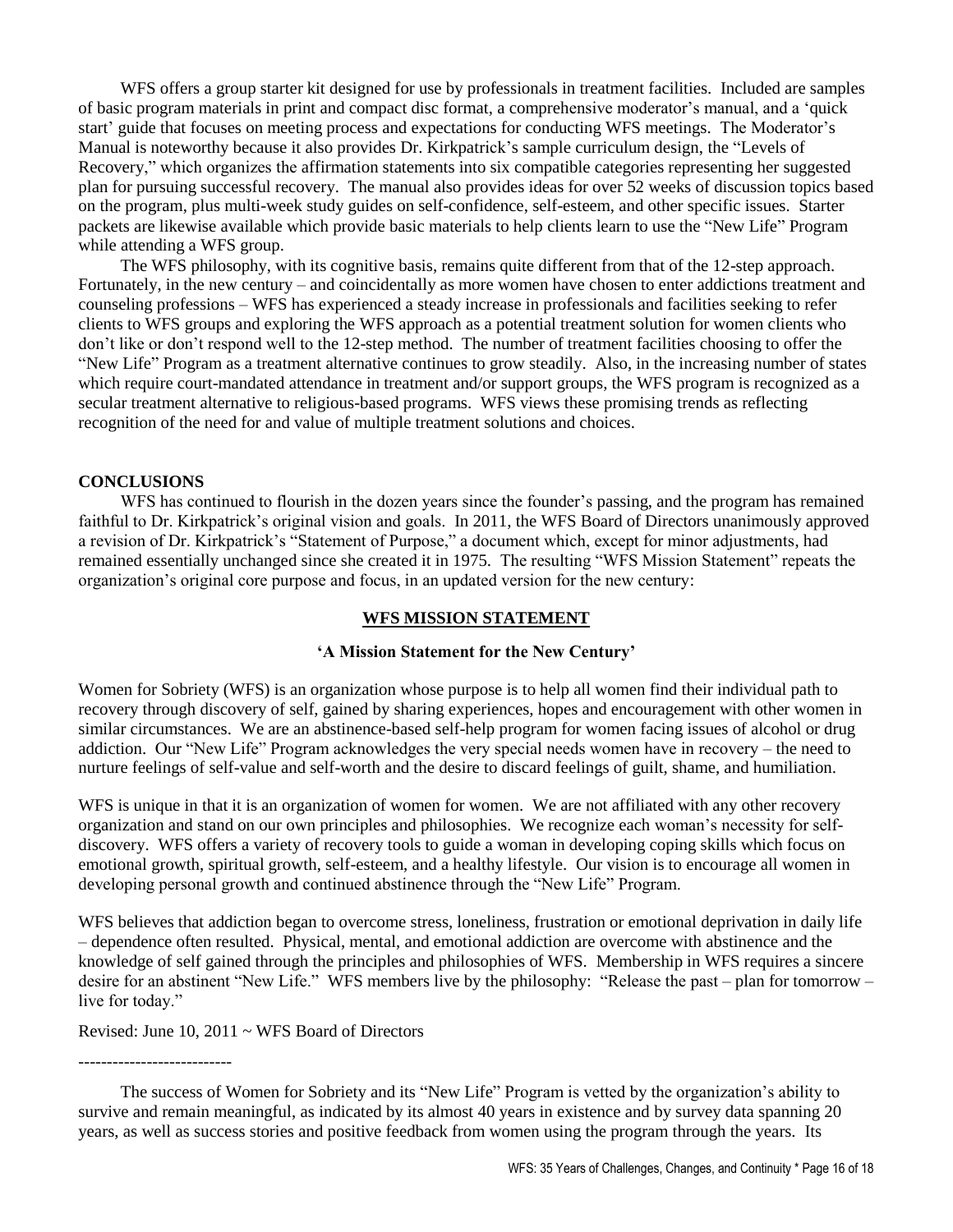WFS offers a group starter kit designed for use by professionals in treatment facilities. Included are samples of basic program materials in print and compact disc format, a comprehensive moderator's manual, and a 'quick start' guide that focuses on meeting process and expectations for conducting WFS meetings. The Moderator's Manual is noteworthy because it also provides Dr. Kirkpatrick's sample curriculum design, the "Levels of Recovery," which organizes the affirmation statements into six compatible categories representing her suggested plan for pursuing successful recovery. The manual also provides ideas for over 52 weeks of discussion topics based on the program, plus multi-week study guides on self-confidence, self-esteem, and other specific issues. Starter packets are likewise available which provide basic materials to help clients learn to use the "New Life" Program while attending a WFS group.

The WFS philosophy, with its cognitive basis, remains quite different from that of the 12-step approach. Fortunately, in the new century – and coincidentally as more women have chosen to enter addictions treatment and counseling professions – WFS has experienced a steady increase in professionals and facilities seeking to refer clients to WFS groups and exploring the WFS approach as a potential treatment solution for women clients who don't like or don't respond well to the 12-step method. The number of treatment facilities choosing to offer the "New Life" Program as a treatment alternative continues to grow steadily. Also, in the increasing number of states which require court-mandated attendance in treatment and/or support groups, the WFS program is recognized as a secular treatment alternative to religious-based programs. WFS views these promising trends as reflecting recognition of the need for and value of multiple treatment solutions and choices.

## CONCLUSIONS

WFS has continued to flourish in the dozen years since the founder's passing, and the program has remained faithful to Dr. Kirkpatrick's original vision and goals. In 2011, the WFS Board of Directors unanimously approved a revision of Dr. Kirkpatrick's "Statement of Purpose," a document which, except for minor adjustments, had remained essentially unchanged since she created it in 1975. The resulting "WFS Mission Statement" repeats the organization's original core purpose and focus, in an updated version for the new century:

### WFS MISSION STATEMENT

**'A Mission Statement for the New Century'**

Women for Sobriety (WFS) is an organization whose purpose is to help all women find their individual path to recovery through discovery of self, gained by sharing experiences, hopes and encouragement with other women in similar circumstances. We are an abstinence-based self-help program for women facing issues of alcohol or drug addiction. Our "New Life" Program acknowledges the very special needs women have in recovery – the need to nurture feelings of self-value and self-worth and the desire to discard feelings of guilt, shame, and humiliation.

WFS is unique in that it is an organization of women for women. We are not affiliated with any other recovery organization and stand on our own principles and philosophies. We recognize each woman's necessity for self-discovery. WFS offers a variety of recovery tools to guide a woman in developing coping skills which focus on emotional growth, spiritual growth, self-esteem, and a healthy lifestyle. Our vision is to encourage all women in developing personal growth and continued abstinence through the "New Life" Program.

WFS believes that addiction began to overcome stress, loneliness, frustration or emotional deprivation in daily life – dependence often resulted. Physical, mental, and emotional addiction are overcome with abstinence and the knowledge of self gained through the principles and philosophies of WFS. Membership in WFS requires a sincere desire for an abstinent "New Life." WFS members live by the philosophy: "Release the past – plan for tomorrow – live for today."

Revised: June 10, 2011 ~ WFS Board of Directors

---------------------------

The success of Women for Sobriety and its "New Life" Program is vetted by the organization's ability to survive and remain meaningful, as indicated by its almost 40 years in existence and by survey data spanning 20 years, as well as success stories and positive feedback from women using the program through the years. Its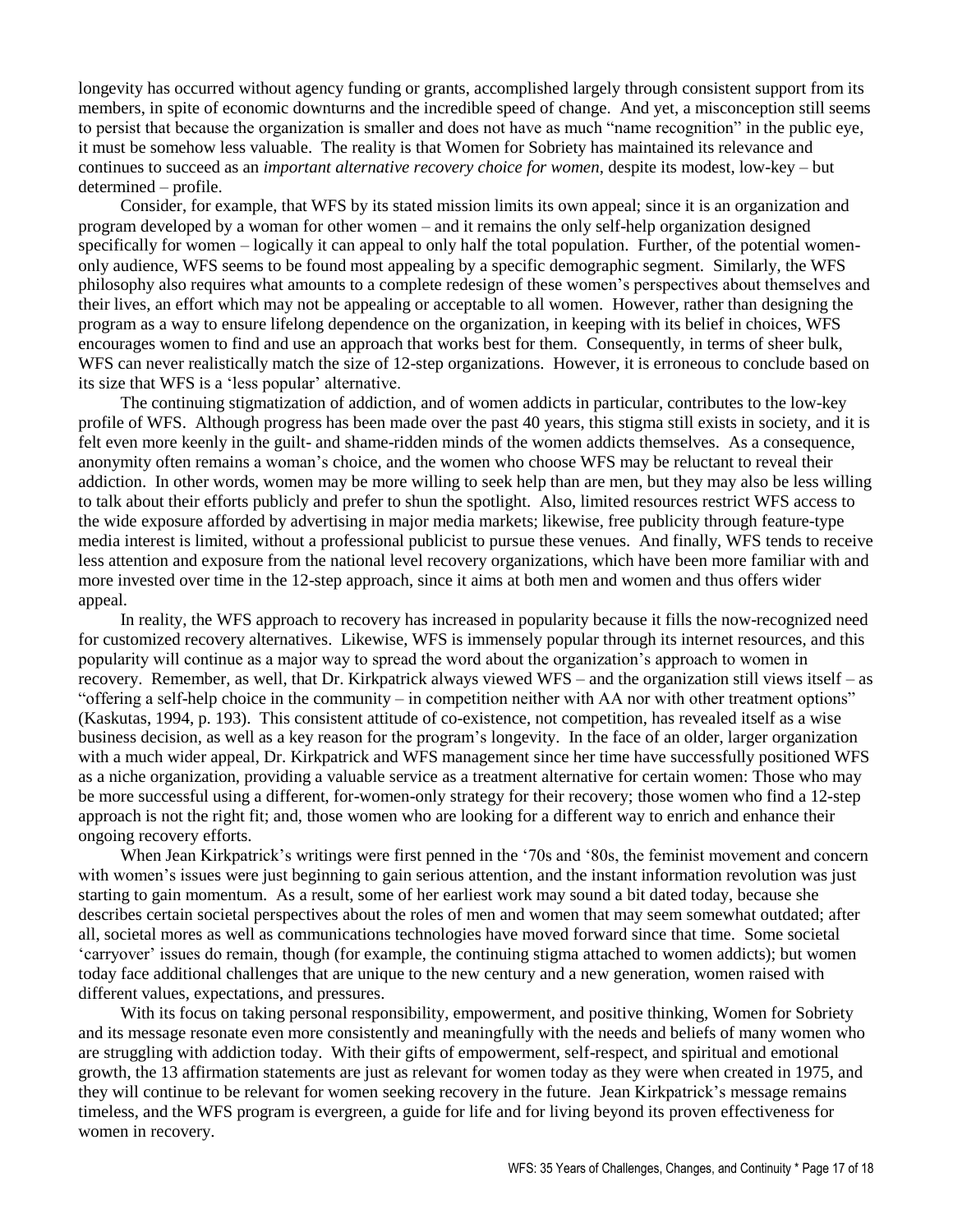longevity has occurred without agency funding or grants, accomplished largely through consistent support from its members, in spite of economic downturns and the incredible speed of change. And yet, a misconception still seems to persist that because the organization is smaller and does not have as much "name recognition" in the public eye, it must be somehow less valuable. The reality is that Women for Sobriety has maintained its relevance and continues to succeed as an *important alternative recovery choice for women*, despite its modest, low-key – but determined – profile.

Consider, for example, that WFS by its stated mission limits its own appeal; since it is an organization and program developed by a woman for other women – and it remains the only self-help organization designed specifically for women – logically it can appeal to only half the total population. Further, of the potential women-only audience, WFS seems to be found most appealing by a specific demographic segment. Similarly, the WFS philosophy also requires what amounts to a complete redesign of these women's perspectives about themselves and their lives, an effort which may not be appealing or acceptable to all women. However, rather than designing the program as a way to ensure lifelong dependence on the organization, in keeping with its belief in choices, WFS encourages women to find and use an approach that works best for them. Consequently, in terms of sheer bulk, WFS can never realistically match the size of 12-step organizations. However, it is erroneous to conclude based on its size that WFS is a 'less popular' alternative.

The continuing stigmatization of addiction, and of women addicts in particular, contributes to the low-key profile of WFS. Although progress has been made over the past 40 years, this stigma still exists in society, and it is felt even more keenly in the guilt- and shame-ridden minds of the women addicts themselves. As a consequence, anonymity often remains a woman's choice, and the women who choose WFS may be reluctant to reveal their addiction. In other words, women may be more willing to seek help than are men, but they may also be less willing to talk about their efforts publicly and prefer to shun the spotlight. Also, limited resources restrict WFS access to the wide exposure afforded by advertising in major media markets; likewise, free publicity through feature-type media interest is limited, without a professional publicist to pursue these venues. And finally, WFS tends to receive less attention and exposure from the national level recovery organizations, which have been more familiar with and more invested over time in the 12-step approach, since it aims at both men and women and thus offers wider appeal.

In reality, the WFS approach to recovery has increased in popularity because it fills the now-recognized need for customized recovery alternatives. Likewise, WFS is immensely popular through its internet resources, and this popularity will continue as a major way to spread the word about the organization's approach to women in recovery. Remember, as well, that Dr. Kirkpatrick always viewed WFS – and the organization still views itself – as "offering a self-help choice in the community – in competition neither with AA nor with other treatment options" (Kaskutas, 1994, p. 193). This consistent attitude of co-existence, not competition, has revealed itself as a wise business decision, as well as a key reason for the program's longevity. In the face of an older, larger organization with a much wider appeal, Dr. Kirkpatrick and WFS management since her time have successfully positioned WFS as a niche organization, providing a valuable service as a treatment alternative for certain women: Those who may be more successful using a different, for-women-only strategy for their recovery; those women who find a 12-step approach is not the right fit; and, those women who are looking for a different way to enrich and enhance their ongoing recovery efforts.

When Jean Kirkpatrick's writings were first penned in the '70s and '80s, the feminist movement and concern with women's issues were just beginning to gain serious attention, and the instant information revolution was just starting to gain momentum. As a result, some of her earliest work may sound a bit dated today, because she describes certain societal perspectives about the roles of men and women that may seem somewhat outdated; after all, societal mores as well as communications technologies have moved forward since that time. Some societal 'carryover' issues do remain, though (for example, the continuing stigma attached to women addicts); but women today face additional challenges that are unique to the new century and a new generation, women raised with different values, expectations, and pressures.

With its focus on taking personal responsibility, empowerment, and positive thinking, Women for Sobriety and its message resonate even more consistently and meaningfully with the needs and beliefs of many women who are struggling with addiction today. With their gifts of empowerment, self-respect, and spiritual and emotional growth, the 13 affirmation statements are just as relevant for women today as they were when created in 1975, and they will continue to be relevant for women seeking recovery in the future. Jean Kirkpatrick's message remains timeless, and the WFS program is evergreen, a guide for life and for living beyond its proven effectiveness for women in recovery.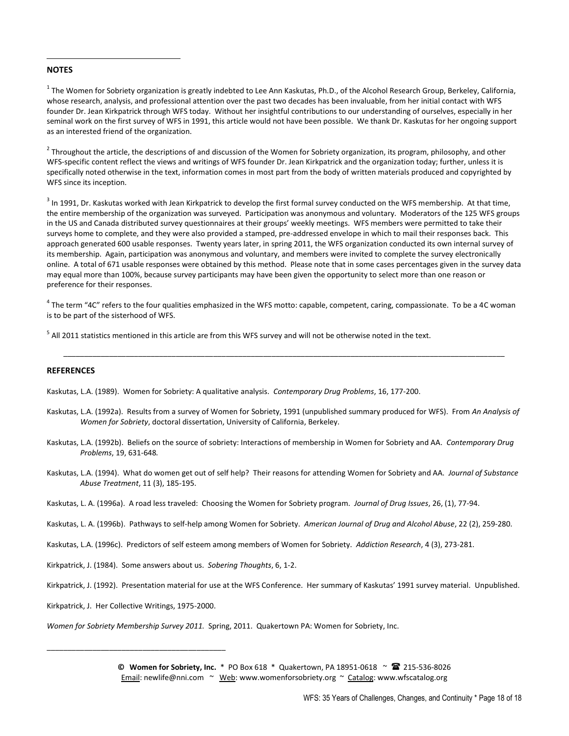## NOTES

[1] The Women for Sobriety organization is greatly indebted to Lee Ann Kaskutas, Ph.D., of the Alcohol Research Group, Berkeley, California, whose research, analysis, and professional attention over the past two decades has been invaluable, from her initial contact with WFS founder Dr. Jean Kirkpatrick through WFS today. Without her insightful contributions to our understanding of ourselves, especially in her seminal work on the first survey of WFS in 1991, this article would not have been possible. We thank Dr. Kaskutas for her ongoing support as an interested friend of the organization.

[2] Throughout the article, the descriptions of and discussion of the Women for Sobriety organization, its program, philosophy, and other WFS-specific content reflect the views and writings of WFS founder Dr. Jean Kirkpatrick and the organization today; further, unless it is specifically noted otherwise in the text, information comes in most part from the body of written materials produced and copyrighted by WFS since its inception.

[3] In 1991, Dr. Kaskutas worked with Jean Kirkpatrick to develop the first formal survey conducted on the WFS membership. At that time, the entire membership of the organization was surveyed. Participation was anonymous and voluntary. Moderators of the 125 WFS groups in the US and Canada distributed survey questionnaires at their groups' weekly meetings. WFS members were permitted to take their surveys home to complete, and they were also provided a stamped, pre-addressed envelope in which to mail their responses back. This approach generated 600 usable responses. Twenty years later, in spring 2011, the WFS organization conducted its own internal survey of its membership. Again, participation was anonymous and voluntary, and members were invited to complete the survey electronically online. A total of 671 usable responses were obtained by this method. Please note that in some cases percentages given in the survey data may equal more than 100%, because survey participants may have been given the opportunity to select more than one reason or preference for their responses.

[4] The term "4C" refers to the four qualities emphasized in the WFS motto: capable, competent, caring, compassionate. To be a 4C woman is to be part of the sisterhood of WFS.

[5] All 2011 statistics mentioned in this article are from this WFS survey and will not be otherwise noted in the text.

---

## REFERENCES

Kaskutas, L.A. (1989). Women for Sobriety: A qualitative analysis. *Contemporary Drug Problems*, 16, 177-200.

Kaskutas, L.A. (1992a). Results from a survey of Women for Sobriety, 1991 (unpublished summary produced for WFS). From *An Analysis of Women for Sobriety*, doctoral dissertation, University of California, Berkeley.

Kaskutas, L.A. (1992b). Beliefs on the source of sobriety: Interactions of membership in Women for Sobriety and AA. *Contemporary Drug Problems*, 19, 631-648.

Kaskutas, L.A. (1994). What do women get out of self help? Their reasons for attending Women for Sobriety and AA. *Journal of Substance Abuse Treatment*, 11 (3), 185-195.

Kaskutas, L. A. (1996a). A road less traveled: Choosing the Women for Sobriety program. *Journal of Drug Issues*, 26, (1), 77-94.

Kaskutas, L. A. (1996b). Pathways to self-help among Women for Sobriety. *American Journal of Drug and Alcohol Abuse*, 22 (2), 259-280.

Kaskutas, L.A. (1996c). Predictors of self esteem among members of Women for Sobriety. *Addiction Research*, 4 (3), 273-281.

Kirkpatrick, J. (1984). Some answers about us. *Sobering Thoughts*, 6, 1-2.

Kirkpatrick, J. (1992). Presentation material for use at the WFS Conference. Her summary of Kaskutas' 1991 survey material. Unpublished.

Kirkpatrick, J. Her Collective Writings, 1975-2000.

*Women for Sobriety Membership Survey 2011.* Spring, 2011. Quakertown PA: Women for Sobriety, Inc.

---

**© Women for Sobriety, Inc.** * PO Box 618 * Quakertown, PA 18951-0618 ~ ☎ 215-536-8026
Email: newlife@nni.com ~ Web: www.womenforsobriety.org ~ Catalog: www.wfscatalog.org